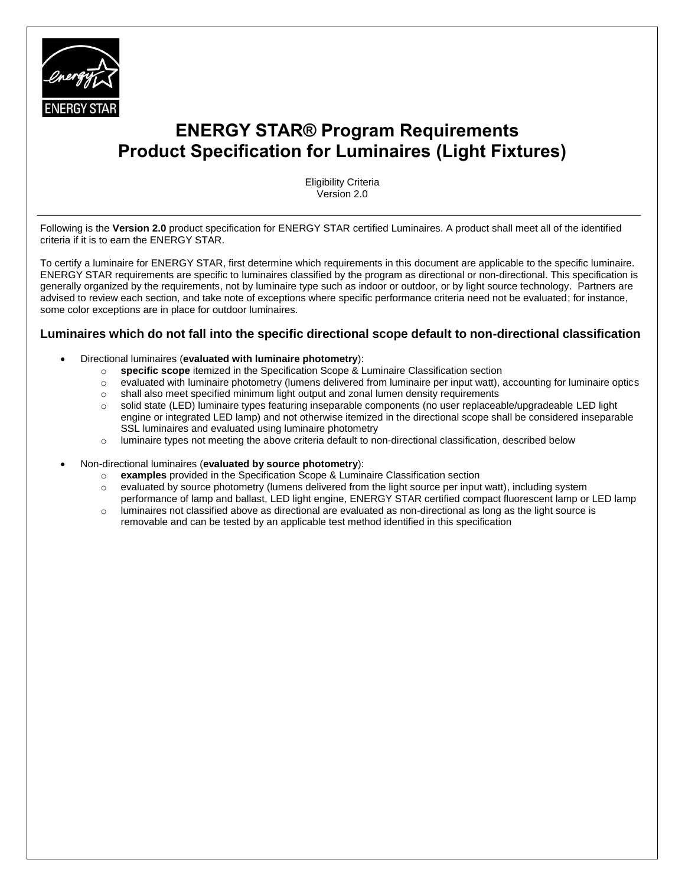# ENERGY STAR® Program Requirements
# Product Specification for Luminaires (Light Fixtures)

Eligibility Criteria
Version 2.0

Following is the **Version 2.0** product specification for ENERGY STAR certified Luminaires. A product shall meet all of the identified criteria if it is to earn the ENERGY STAR.

To certify a luminaire for ENERGY STAR, first determine which requirements in this document are applicable to the specific luminaire. ENERGY STAR requirements are specific to luminaires classified by the program as directional or non-directional. This specification is generally organized by the requirements, not by luminaire type such as indoor or outdoor, or by light source technology. Partners are advised to review each section, and take note of exceptions where specific performance criteria need not be evaluated; for instance, some color exceptions are in place for outdoor luminaires.

### Luminaires which do not fall into the specific directional scope default to non-directional classification

- Directional luminaires (**evaluated with luminaire photometry**):
  - **specific scope** itemized in the Specification Scope & Luminaire Classification section
  - evaluated with luminaire photometry (lumens delivered from luminaire per input watt), accounting for luminaire optics
  - shall also meet specified minimum light output and zonal lumen density requirements
  - solid state (LED) luminaire types featuring inseparable components (no user replaceable/upgradeable LED light engine or integrated LED lamp) and not otherwise itemized in the directional scope shall be considered inseparable SSL luminaires and evaluated using luminaire photometry
  - luminaire types not meeting the above criteria default to non-directional classification, described below
- Non-directional luminaires (**evaluated by source photometry**):
  - **examples** provided in the Specification Scope & Luminaire Classification section
  - evaluated by source photometry (lumens delivered from the light source per input watt), including system performance of lamp and ballast, LED light engine, ENERGY STAR certified compact fluorescent lamp or LED lamp
  - luminaires not classified above as directional are evaluated as non-directional as long as the light source is removable and can be tested by an applicable test method identified in this specification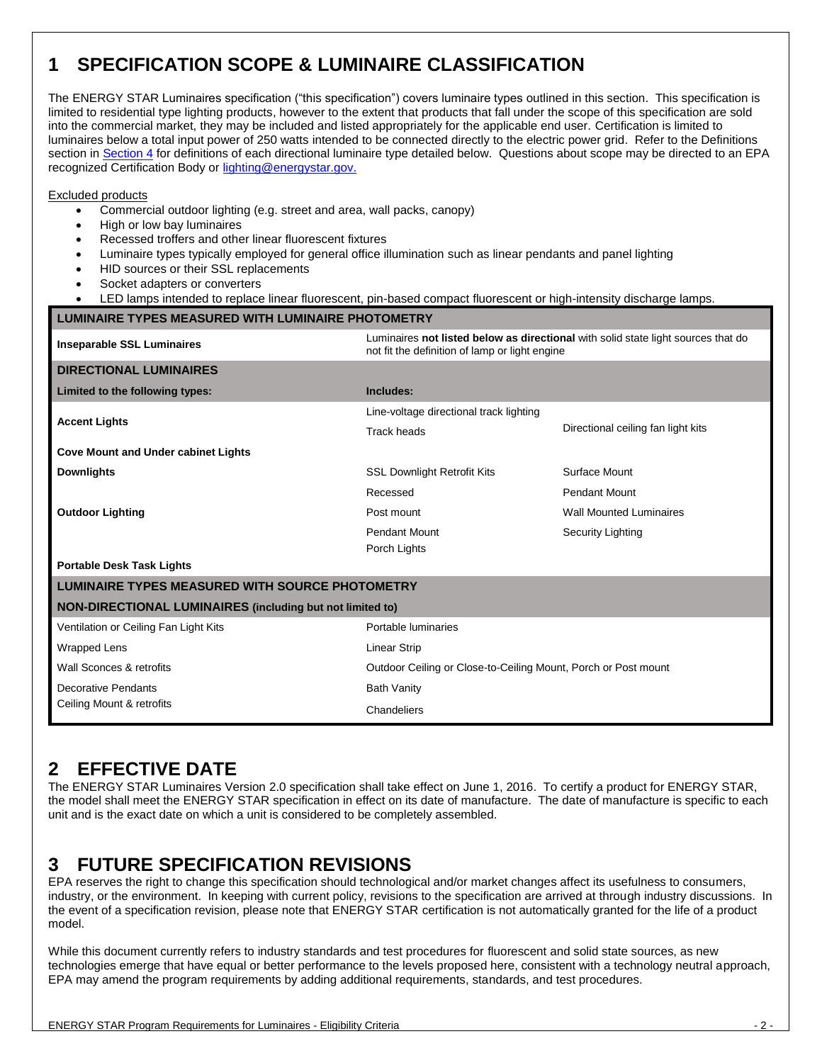# 1 SPECIFICATION SCOPE & LUMINAIRE CLASSIFICATION

The ENERGY STAR Luminaires specification ("this specification") covers luminaire types outlined in this section. This specification is limited to residential type lighting products, however to the extent that products that fall under the scope of this specification are sold into the commercial market, they may be included and listed appropriately for the applicable end user. Certification is limited to luminaires below a total input power of 250 watts intended to be connected directly to the electric power grid. Refer to the Definitions section in Section 4 for definitions of each directional luminaire type detailed below. Questions about scope may be directed to an EPA recognized Certification Body or lighting@energystar.gov.

Excluded products

- Commercial outdoor lighting (e.g. street and area, wall packs, canopy)
- High or low bay luminaires
- Recessed troffers and other linear fluorescent fixtures
- Luminaire types typically employed for general office illumination such as linear pendants and panel lighting
- HID sources or their SSL replacements
- Socket adapters or converters
- LED lamps intended to replace linear fluorescent, pin-based compact fluorescent or high-intensity discharge lamps.

| **LUMINAIRE TYPES MEASURED WITH LUMINAIRE PHOTOMETRY** | | |
|---|---|---|
| **Inseparable SSL Luminaires** | Luminaires **not listed below as directional** with solid state light sources that do not fit the definition of lamp or light engine | |
| **DIRECTIONAL LUMINAIRES** | | |
| **Limited to the following types:** | **Includes:** | |
| **Accent Lights** | Line-voltage directional track lighting | Directional ceiling fan light kits |
| | Track heads | |
| **Cove Mount and Under cabinet Lights** | | |
| **Downlights** | SSL Downlight Retrofit Kits | Surface Mount |
| | Recessed | Pendant Mount |
| **Outdoor Lighting** | Post mount | Wall Mounted Luminaires |
| | Pendant Mount | Security Lighting |
| | Porch Lights | |
| **Portable Desk Task Lights** | | |
| **LUMINAIRE TYPES MEASURED WITH SOURCE PHOTOMETRY** | | |
| **NON-DIRECTIONAL LUMINAIRES (including but not limited to)** | | |
| Ventilation or Ceiling Fan Light Kits | Portable luminaries | |
| Wrapped Lens | Linear Strip | |
| Wall Sconces & retrofits | Outdoor Ceiling or Close-to-Ceiling Mount, Porch or Post mount | |
| Decorative Pendants | Bath Vanity | |
| Ceiling Mount & retrofits | Chandeliers | |

# 2 EFFECTIVE DATE

The ENERGY STAR Luminaires Version 2.0 specification shall take effect on June 1, 2016. To certify a product for ENERGY STAR, the model shall meet the ENERGY STAR specification in effect on its date of manufacture. The date of manufacture is specific to each unit and is the exact date on which a unit is considered to be completely assembled.

# 3 FUTURE SPECIFICATION REVISIONS

EPA reserves the right to change this specification should technological and/or market changes affect its usefulness to consumers, industry, or the environment. In keeping with current policy, revisions to the specification are arrived at through industry discussions. In the event of a specification revision, please note that ENERGY STAR certification is not automatically granted for the life of a product model.

While this document currently refers to industry standards and test procedures for fluorescent and solid state sources, as new technologies emerge that have equal or better performance to the levels proposed here, consistent with a technology neutral approach, EPA may amend the program requirements by adding additional requirements, standards, and test procedures.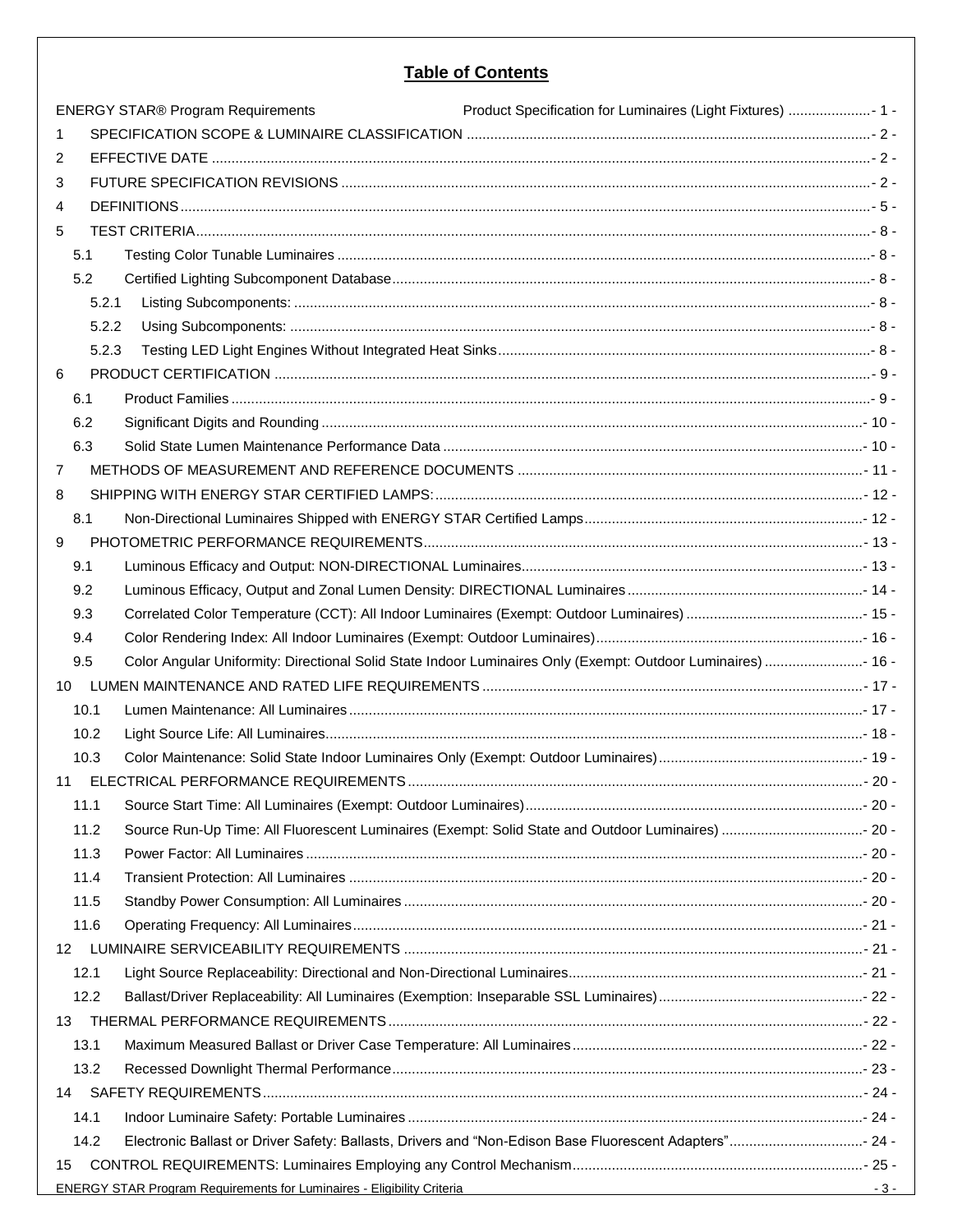## Table of Contents

ENERGY STAR® Program Requirements Product Specification for Luminaires (Light Fixtures) - 1 -

1 SPECIFICATION SCOPE & LUMINAIRE CLASSIFICATION - 2 -

2 EFFECTIVE DATE - 2 -

3 FUTURE SPECIFICATION REVISIONS - 2 -

4 DEFINITIONS - 5 -

5 TEST CRITERIA - 8 -

- 5.1 Testing Color Tunable Luminaires - 8 -
- 5.2 Certified Lighting Subcomponent Database - 8 -
  - 5.2.1 Listing Subcomponents: - 8 -
  - 5.2.2 Using Subcomponents: - 8 -
  - 5.2.3 Testing LED Light Engines Without Integrated Heat Sinks - 8 -

6 PRODUCT CERTIFICATION - 9 -

- 6.1 Product Families - 9 -
- 6.2 Significant Digits and Rounding - 10 -
- 6.3 Solid State Lumen Maintenance Performance Data - 10 -

7 METHODS OF MEASUREMENT AND REFERENCE DOCUMENTS - 11 -

8 SHIPPING WITH ENERGY STAR CERTIFIED LAMPS: - 12 -

- 8.1 Non-Directional Luminaires Shipped with ENERGY STAR Certified Lamps - 12 -

9 PHOTOMETRIC PERFORMANCE REQUIREMENTS - 13 -

- 9.1 Luminous Efficacy and Output: NON-DIRECTIONAL Luminaires - 13 -
- 9.2 Luminous Efficacy, Output and Zonal Lumen Density: DIRECTIONAL Luminaires - 14 -
- 9.3 Correlated Color Temperature (CCT): All Indoor Luminaires (Exempt: Outdoor Luminaires) - 15 -
- 9.4 Color Rendering Index: All Indoor Luminaires (Exempt: Outdoor Luminaires) - 16 -
- 9.5 Color Angular Uniformity: Directional Solid State Indoor Luminaires Only (Exempt: Outdoor Luminaires) - 16 -

10 LUMEN MAINTENANCE AND RATED LIFE REQUIREMENTS - 17 -

- 10.1 Lumen Maintenance: All Luminaires - 17 -
- 10.2 Light Source Life: All Luminaires - 18 -
- 10.3 Color Maintenance: Solid State Indoor Luminaires Only (Exempt: Outdoor Luminaires) - 19 -

11 ELECTRICAL PERFORMANCE REQUIREMENTS - 20 -

- 11.1 Source Start Time: All Luminaires (Exempt: Outdoor Luminaires) - 20 -
- 11.2 Source Run-Up Time: All Fluorescent Luminaires (Exempt: Solid State and Outdoor Luminaires) - 20 -
- 11.3 Power Factor: All Luminaires - 20 -
- 11.4 Transient Protection: All Luminaires - 20 -
- 11.5 Standby Power Consumption: All Luminaires - 20 -
- 11.6 Operating Frequency: All Luminaires - 21 -

12 LUMINAIRE SERVICEABILITY REQUIREMENTS - 21 -

- 12.1 Light Source Replaceability: Directional and Non-Directional Luminaires - 21 -
- 12.2 Ballast/Driver Replaceability: All Luminaires (Exemption: Inseparable SSL Luminaires) - 22 -

13 THERMAL PERFORMANCE REQUIREMENTS - 22 -

- 13.1 Maximum Measured Ballast or Driver Case Temperature: All Luminaires - 22 -
- 13.2 Recessed Downlight Thermal Performance - 23 -

14 SAFETY REQUIREMENTS - 24 -

- 14.1 Indoor Luminaire Safety: Portable Luminaires - 24 -
- 14.2 Electronic Ballast or Driver Safety: Ballasts, Drivers and "Non-Edison Base Fluorescent Adapters" - 24 -

15 CONTROL REQUIREMENTS: Luminaires Employing any Control Mechanism - 25 -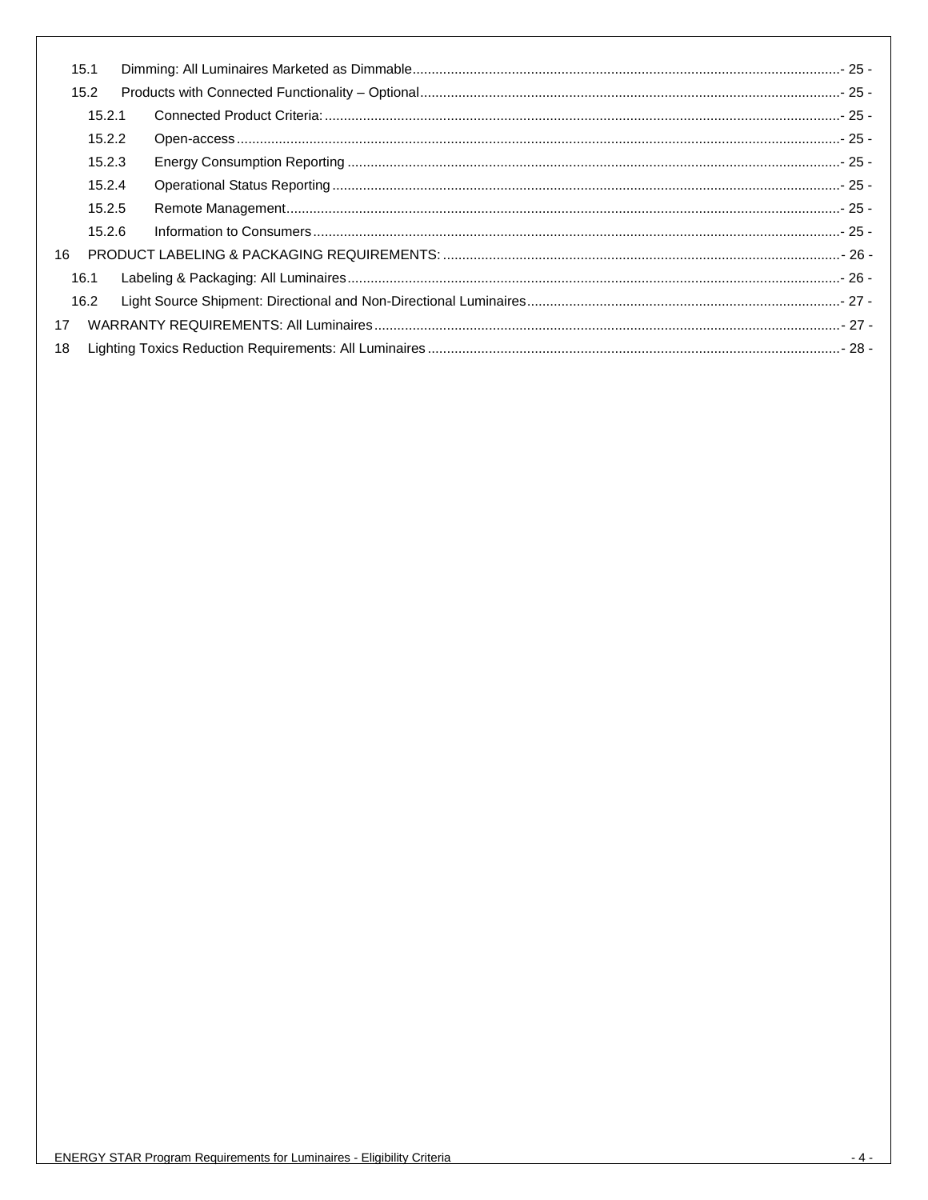- 15.1 Dimming: All Luminaires Marketed as Dimmable - 25 -
- 15.2 Products with Connected Functionality – Optional - 25 -
  - 15.2.1 Connected Product Criteria: - 25 -
  - 15.2.2 Open-access - 25 -
  - 15.2.3 Energy Consumption Reporting - 25 -
  - 15.2.4 Operational Status Reporting - 25 -
  - 15.2.5 Remote Management - 25 -
  - 15.2.6 Information to Consumers - 25 -

16 PRODUCT LABELING & PACKAGING REQUIREMENTS: - 26 -

- 16.1 Labeling & Packaging: All Luminaires - 26 -
- 16.2 Light Source Shipment: Directional and Non-Directional Luminaires - 27 -

17 WARRANTY REQUIREMENTS: All Luminaires - 27 -

18 Lighting Toxics Reduction Requirements: All Luminaires - 28 -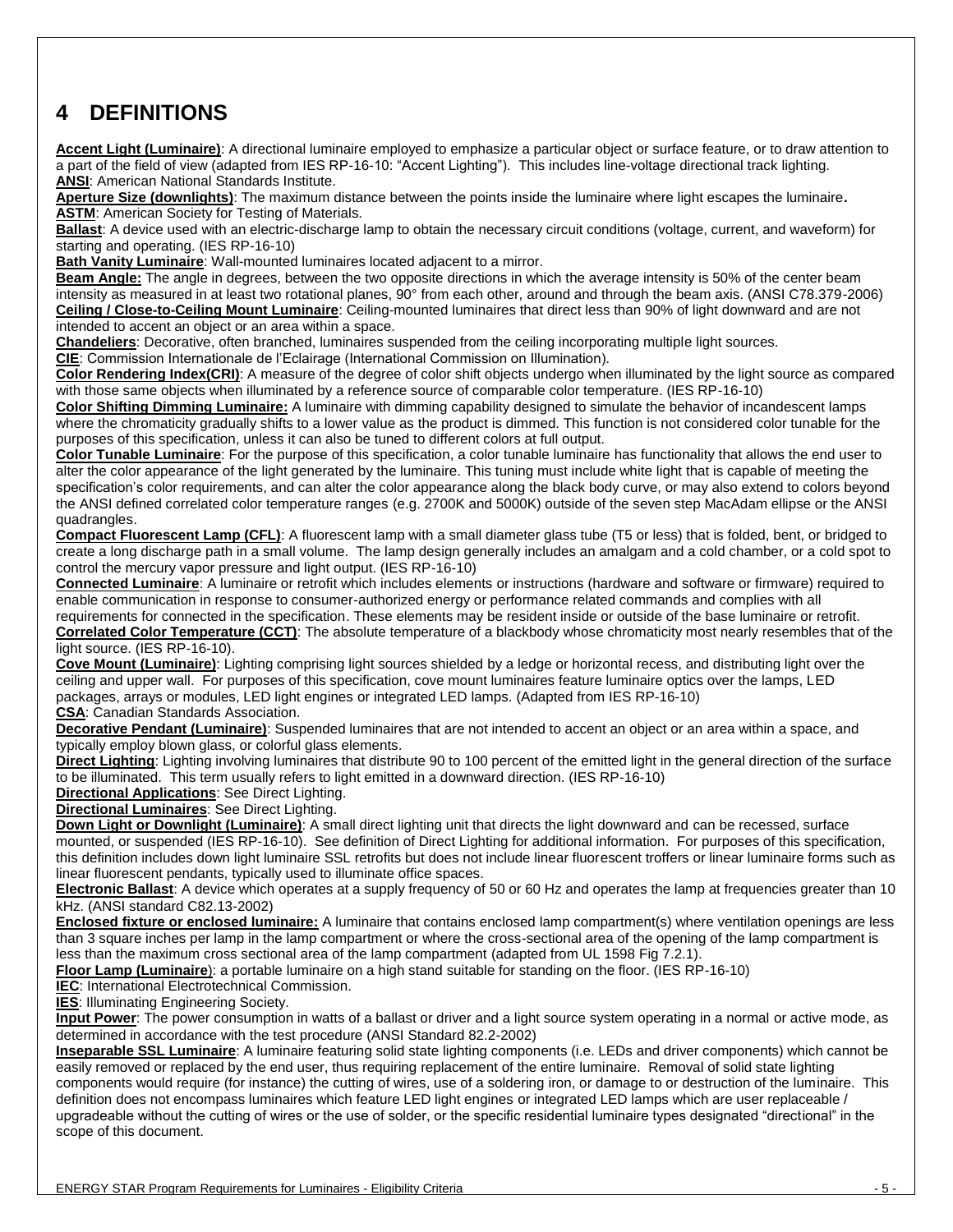# 4 DEFINITIONS

**Accent Light (Luminaire)**: A directional luminaire employed to emphasize a particular object or surface feature, or to draw attention to a part of the field of view (adapted from IES RP-16-10: "Accent Lighting"). This includes line-voltage directional track lighting.
**ANSI**: American National Standards Institute.
**Aperture Size (downlights)**: The maximum distance between the points inside the luminaire where light escapes the luminaire.
**ASTM**: American Society for Testing of Materials.
**Ballast**: A device used with an electric-discharge lamp to obtain the necessary circuit conditions (voltage, current, and waveform) for starting and operating. (IES RP-16-10)
**Bath Vanity Luminaire**: Wall-mounted luminaires located adjacent to a mirror.
**Beam Angle:** The angle in degrees, between the two opposite directions in which the average intensity is 50% of the center beam intensity as measured in at least two rotational planes, 90° from each other, around and through the beam axis. (ANSI C78.379-2006)
**Ceiling / Close-to-Ceiling Mount Luminaire**: Ceiling-mounted luminaires that direct less than 90% of light downward and are not intended to accent an object or an area within a space.
**Chandeliers**: Decorative, often branched, luminaires suspended from the ceiling incorporating multiple light sources.
**CIE**: Commission Internationale de l'Eclairage (International Commission on Illumination).
**Color Rendering Index(CRI)**: A measure of the degree of color shift objects undergo when illuminated by the light source as compared with those same objects when illuminated by a reference source of comparable color temperature. (IES RP-16-10)
**Color Shifting Dimming Luminaire:** A luminaire with dimming capability designed to simulate the behavior of incandescent lamps where the chromaticity gradually shifts to a lower value as the product is dimmed. This function is not considered color tunable for the purposes of this specification, unless it can also be tuned to different colors at full output.
**Color Tunable Luminaire**: For the purpose of this specification, a color tunable luminaire has functionality that allows the end user to alter the color appearance of the light generated by the luminaire. This tuning must include white light that is capable of meeting the specification's color requirements, and can alter the color appearance along the black body curve, or may also extend to colors beyond the ANSI defined correlated color temperature ranges (e.g. 2700K and 5000K) outside of the seven step MacAdam ellipse or the ANSI quadrangles.
**Compact Fluorescent Lamp (CFL)**: A fluorescent lamp with a small diameter glass tube (T5 or less) that is folded, bent, or bridged to create a long discharge path in a small volume. The lamp design generally includes an amalgam and a cold chamber, or a cold spot to control the mercury vapor pressure and light output. (IES RP-16-10)
**Connected Luminaire**: A luminaire or retrofit which includes elements or instructions (hardware and software or firmware) required to enable communication in response to consumer-authorized energy or performance related commands and complies with all requirements for connected in the specification. These elements may be resident inside or outside of the base luminaire or retrofit.
**Correlated Color Temperature (CCT)**: The absolute temperature of a blackbody whose chromaticity most nearly resembles that of the light source. (IES RP-16-10).
**Cove Mount (Luminaire)**: Lighting comprising light sources shielded by a ledge or horizontal recess, and distributing light over the ceiling and upper wall. For purposes of this specification, cove mount luminaires feature luminaire optics over the lamps, LED packages, arrays or modules, LED light engines or integrated LED lamps. (Adapted from IES RP-16-10)
**CSA**: Canadian Standards Association.
**Decorative Pendant (Luminaire)**: Suspended luminaires that are not intended to accent an object or an area within a space, and typically employ blown glass, or colorful glass elements.
**Direct Lighting**: Lighting involving luminaires that distribute 90 to 100 percent of the emitted light in the general direction of the surface to be illuminated. This term usually refers to light emitted in a downward direction. (IES RP-16-10)
**Directional Applications**: See Direct Lighting.
**Directional Luminaires**: See Direct Lighting.
**Down Light or Downlight (Luminaire)**: A small direct lighting unit that directs the light downward and can be recessed, surface mounted, or suspended (IES RP-16-10). See definition of Direct Lighting for additional information. For purposes of this specification, this definition includes down light luminaire SSL retrofits but does not include linear fluorescent troffers or linear luminaire forms such as linear fluorescent pendants, typically used to illuminate office spaces.
**Electronic Ballast**: A device which operates at a supply frequency of 50 or 60 Hz and operates the lamp at frequencies greater than 10 kHz. (ANSI standard C82.13-2002)
**Enclosed fixture or enclosed luminaire:** A luminaire that contains enclosed lamp compartment(s) where ventilation openings are less than 3 square inches per lamp in the lamp compartment or where the cross-sectional area of the opening of the lamp compartment is less than the maximum cross sectional area of the lamp compartment (adapted from UL 1598 Fig 7.2.1).
**Floor Lamp (Luminaire)**: a portable luminaire on a high stand suitable for standing on the floor. (IES RP-16-10)
**IEC**: International Electrotechnical Commission.
**IES**: Illuminating Engineering Society.
**Input Power**: The power consumption in watts of a ballast or driver and a light source system operating in a normal or active mode, as determined in accordance with the test procedure (ANSI Standard 82.2-2002)
**Inseparable SSL Luminaire**: A luminaire featuring solid state lighting components (i.e. LEDs and driver components) which cannot be easily removed or replaced by the end user, thus requiring replacement of the entire luminaire. Removal of solid state lighting components would require (for instance) the cutting of wires, use of a soldering iron, or damage to or destruction of the luminaire. This definition does not encompass luminaires which feature LED light engines or integrated LED lamps which are user replaceable / upgradeable without the cutting of wires or the use of solder, or the specific residential luminaire types designated "directional" in the scope of this document.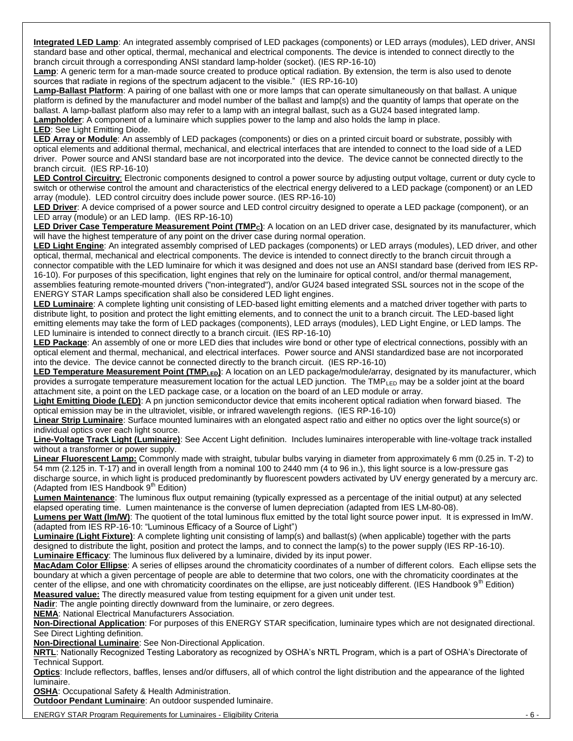**Integrated LED Lamp**: An integrated assembly comprised of LED packages (components) or LED arrays (modules), LED driver, ANSI standard base and other optical, thermal, mechanical and electrical components. The device is intended to connect directly to the branch circuit through a corresponding ANSI standard lamp-holder (socket). (IES RP-16-10)

**Lamp**: A generic term for a man-made source created to produce optical radiation. By extension, the term is also used to denote sources that radiate in regions of the spectrum adjacent to the visible." (IES RP-16-10)

**Lamp-Ballast Platform**: A pairing of one ballast with one or more lamps that can operate simultaneously on that ballast. A unique platform is defined by the manufacturer and model number of the ballast and lamp(s) and the quantity of lamps that operate on the ballast. A lamp-ballast platform also may refer to a lamp with an integral ballast, such as a GU24 based integrated lamp.

**Lampholder**: A component of a luminaire which supplies power to the lamp and also holds the lamp in place.

**LED**: See Light Emitting Diode.

**LED Array or Module**: An assembly of LED packages (components) or dies on a printed circuit board or substrate, possibly with optical elements and additional thermal, mechanical, and electrical interfaces that are intended to connect to the load side of a LED driver. Power source and ANSI standard base are not incorporated into the device. The device cannot be connected directly to the branch circuit. (IES RP-16-10)

**LED Control Circuitry**: Electronic components designed to control a power source by adjusting output voltage, current or duty cycle to switch or otherwise control the amount and characteristics of the electrical energy delivered to a LED package (component) or an LED array (module). LED control circuitry does include power source. (IES RP-16-10)

**LED Driver**: A device comprised of a power source and LED control circuitry designed to operate a LED package (component), or an LED array (module) or an LED lamp. (IES RP-16-10)

**LED Driver Case Temperature Measurement Point ($TMP_C$)**: A location on an LED driver case, designated by its manufacturer, which will have the highest temperature of any point on the driver case during normal operation.

**LED Light Engine**: An integrated assembly comprised of LED packages (components) or LED arrays (modules), LED driver, and other optical, thermal, mechanical and electrical components. The device is intended to connect directly to the branch circuit through a connector compatible with the LED luminaire for which it was designed and does not use an ANSI standard base (derived from IES RP-16-10). For purposes of this specification, light engines that rely on the luminaire for optical control, and/or thermal management, assemblies featuring remote-mounted drivers ("non-integrated"), and/or GU24 based integrated SSL sources not in the scope of the ENERGY STAR Lamps specification shall also be considered LED light engines.

**LED Luminaire**: A complete lighting unit consisting of LED-based light emitting elements and a matched driver together with parts to distribute light, to position and protect the light emitting elements, and to connect the unit to a branch circuit. The LED-based light emitting elements may take the form of LED packages (components), LED arrays (modules), LED Light Engine, or LED lamps. The LED luminaire is intended to connect directly to a branch circuit. (IES RP-16-10)

**LED Package**: An assembly of one or more LED dies that includes wire bond or other type of electrical connections, possibly with an optical element and thermal, mechanical, and electrical interfaces. Power source and ANSI standardized base are not incorporated into the device. The device cannot be connected directly to the branch circuit. (IES RP-16-10)

**LED Temperature Measurement Point ($TMP_{LED}$)**: A location on an LED package/module/array, designated by its manufacturer, which provides a surrogate temperature measurement location for the actual LED junction. The $TMP_{LED}$ may be a solder joint at the board attachment site, a point on the LED package case, or a location on the board of an LED module or array.

**Light Emitting Diode (LED)**: A pn junction semiconductor device that emits incoherent optical radiation when forward biased. The optical emission may be in the ultraviolet, visible, or infrared wavelength regions. (IES RP-16-10)

**Linear Strip Luminaire**: Surface mounted luminaires with an elongated aspect ratio and either no optics over the light source(s) or individual optics over each light source.

**Line-Voltage Track Light (Luminaire)**: See Accent Light definition. Includes luminaires interoperable with line-voltage track installed without a transformer or power supply.

**Linear Fluorescent Lamp:** Commonly made with straight, tubular bulbs varying in diameter from approximately 6 mm (0.25 in. T-2) to 54 mm (2.125 in. T-17) and in overall length from a nominal 100 to 2440 mm (4 to 96 in.), this light source is a low-pressure gas discharge source, in which light is produced predominantly by fluorescent powders activated by UV energy generated by a mercury arc. (Adapted from IES Handbook 9th Edition)

**Lumen Maintenance**: The luminous flux output remaining (typically expressed as a percentage of the initial output) at any selected elapsed operating time. Lumen maintenance is the converse of lumen depreciation (adapted from IES LM-80-08).

**Lumens per Watt (lm/W)**: The quotient of the total luminous flux emitted by the total light source power input. It is expressed in lm/W. (adapted from IES RP-16-10: "Luminous Efficacy of a Source of Light")

**Luminaire (Light Fixture)**: A complete lighting unit consisting of lamp(s) and ballast(s) (when applicable) together with the parts designed to distribute the light, position and protect the lamps, and to connect the lamp(s) to the power supply (IES RP-16-10).

**Luminaire Efficacy**: The luminous flux delivered by a luminaire, divided by its input power.

**MacAdam Color Ellipse**: A series of ellipses around the chromaticity coordinates of a number of different colors. Each ellipse sets the boundary at which a given percentage of people are able to determine that two colors, one with the chromaticity coordinates at the center of the ellipse, and one with chromaticity coordinates on the ellipse, are just noticeably different. (IES Handbook 9th Edition)

**Measured value:** The directly measured value from testing equipment for a given unit under test.

**Nadir**: The angle pointing directly downward from the luminaire, or zero degrees.

**NEMA**: National Electrical Manufacturers Association.

**Non-Directional Application**: For purposes of this ENERGY STAR specification, luminaire types which are not designated directional. See Direct Lighting definition.

**Non-Directional Luminaire**: See Non-Directional Application.

**NRTL**: Nationally Recognized Testing Laboratory as recognized by OSHA's NRTL Program, which is a part of OSHA's Directorate of Technical Support.

**Optics**: Include reflectors, baffles, lenses and/or diffusers, all of which control the light distribution and the appearance of the lighted luminaire.

**OSHA**: Occupational Safety & Health Administration.

**Outdoor Pendant Luminaire**: An outdoor suspended luminaire.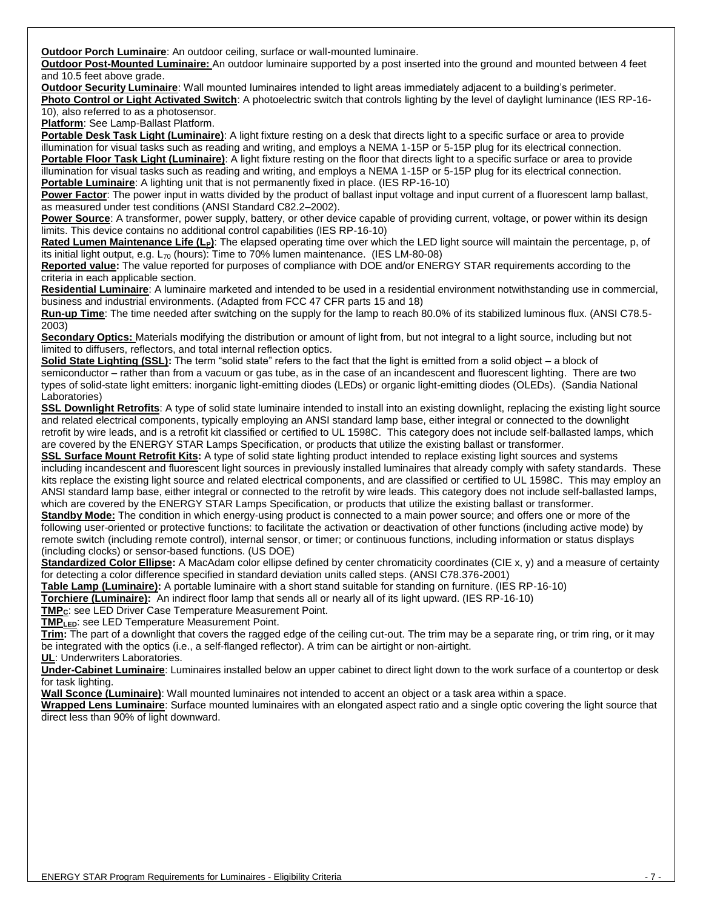**Outdoor Porch Luminaire**: An outdoor ceiling, surface or wall-mounted luminaire.

**Outdoor Post-Mounted Luminaire:** An outdoor luminaire supported by a post inserted into the ground and mounted between 4 feet and 10.5 feet above grade.

**Outdoor Security Luminaire**: Wall mounted luminaires intended to light areas immediately adjacent to a building's perimeter.

**Photo Control or Light Activated Switch**: A photoelectric switch that controls lighting by the level of daylight luminance (IES RP-16-10), also referred to as a photosensor.

**Platform**: See Lamp-Ballast Platform.

**Portable Desk Task Light (Luminaire)**: A light fixture resting on a desk that directs light to a specific surface or area to provide illumination for visual tasks such as reading and writing, and employs a NEMA 1-15P or 5-15P plug for its electrical connection.

**Portable Floor Task Light (Luminaire)**: A light fixture resting on the floor that directs light to a specific surface or area to provide illumination for visual tasks such as reading and writing, and employs a NEMA 1-15P or 5-15P plug for its electrical connection.

**Portable Luminaire**: A lighting unit that is not permanently fixed in place. (IES RP-16-10)

**Power Factor**: The power input in watts divided by the product of ballast input voltage and input current of a fluorescent lamp ballast, as measured under test conditions (ANSI Standard C82.2–2002).

**Power Source**: A transformer, power supply, battery, or other device capable of providing current, voltage, or power within its design limits. This device contains no additional control capabilities (IES RP-16-10)

**Rated Lumen Maintenance Life ($L_P$)**: The elapsed operating time over which the LED light source will maintain the percentage, p, of its initial light output, e.g. $L_{70}$ (hours): Time to 70% lumen maintenance. (IES LM-80-08)

**Reported value:** The value reported for purposes of compliance with DOE and/or ENERGY STAR requirements according to the criteria in each applicable section.

**Residential Luminaire**: A luminaire marketed and intended to be used in a residential environment notwithstanding use in commercial, business and industrial environments. (Adapted from FCC 47 CFR parts 15 and 18)

**Run-up Time**: The time needed after switching on the supply for the lamp to reach 80.0% of its stabilized luminous flux. (ANSI C78.5-2003)

**Secondary Optics:** Materials modifying the distribution or amount of light from, but not integral to a light source, including but not limited to diffusers, reflectors, and total internal reflection optics.

**Solid State Lighting (SSL):** The term "solid state" refers to the fact that the light is emitted from a solid object – a block of semiconductor – rather than from a vacuum or gas tube, as in the case of an incandescent and fluorescent lighting. There are two types of solid-state light emitters: inorganic light-emitting diodes (LEDs) or organic light-emitting diodes (OLEDs). (Sandia National Laboratories)

**SSL Downlight Retrofits**: A type of solid state luminaire intended to install into an existing downlight, replacing the existing light source and related electrical components, typically employing an ANSI standard lamp base, either integral or connected to the downlight retrofit by wire leads, and is a retrofit kit classified or certified to UL 1598C. This category does not include self-ballasted lamps, which are covered by the ENERGY STAR Lamps Specification, or products that utilize the existing ballast or transformer.

**SSL Surface Mount Retrofit Kits:** A type of solid state lighting product intended to replace existing light sources and systems including incandescent and fluorescent light sources in previously installed luminaires that already comply with safety standards. These kits replace the existing light source and related electrical components, and are classified or certified to UL 1598C. This may employ an ANSI standard lamp base, either integral or connected to the retrofit by wire leads. This category does not include self-ballasted lamps, which are covered by the ENERGY STAR Lamps Specification, or products that utilize the existing ballast or transformer.

**Standby Mode:** The condition in which energy-using product is connected to a main power source; and offers one or more of the following user-oriented or protective functions: to facilitate the activation or deactivation of other functions (including active mode) by remote switch (including remote control), internal sensor, or timer; or continuous functions, including information or status displays (including clocks) or sensor-based functions. (US DOE)

**Standardized Color Ellipse:** A MacAdam color ellipse defined by center chromaticity coordinates (CIE x, y) and a measure of certainty for detecting a color difference specified in standard deviation units called steps. (ANSI C78.376-2001)

**Table Lamp (Luminaire):** A portable luminaire with a short stand suitable for standing on furniture. (IES RP-16-10)

**Torchiere (Luminaire):** An indirect floor lamp that sends all or nearly all of its light upward. (IES RP-16-10)

**$TMP_C$**: see LED Driver Case Temperature Measurement Point.

**$TMP_{LED}$**: see LED Temperature Measurement Point.

**Trim:** The part of a downlight that covers the ragged edge of the ceiling cut-out. The trim may be a separate ring, or trim ring, or it may be integrated with the optics (i.e., a self-flanged reflector). A trim can be airtight or non-airtight.

**UL**: Underwriters Laboratories.

**Under-Cabinet Luminaire**: Luminaires installed below an upper cabinet to direct light down to the work surface of a countertop or desk for task lighting.

**Wall Sconce (Luminaire)**: Wall mounted luminaires not intended to accent an object or a task area within a space.

**Wrapped Lens Luminaire**: Surface mounted luminaires with an elongated aspect ratio and a single optic covering the light source that direct less than 90% of light downward.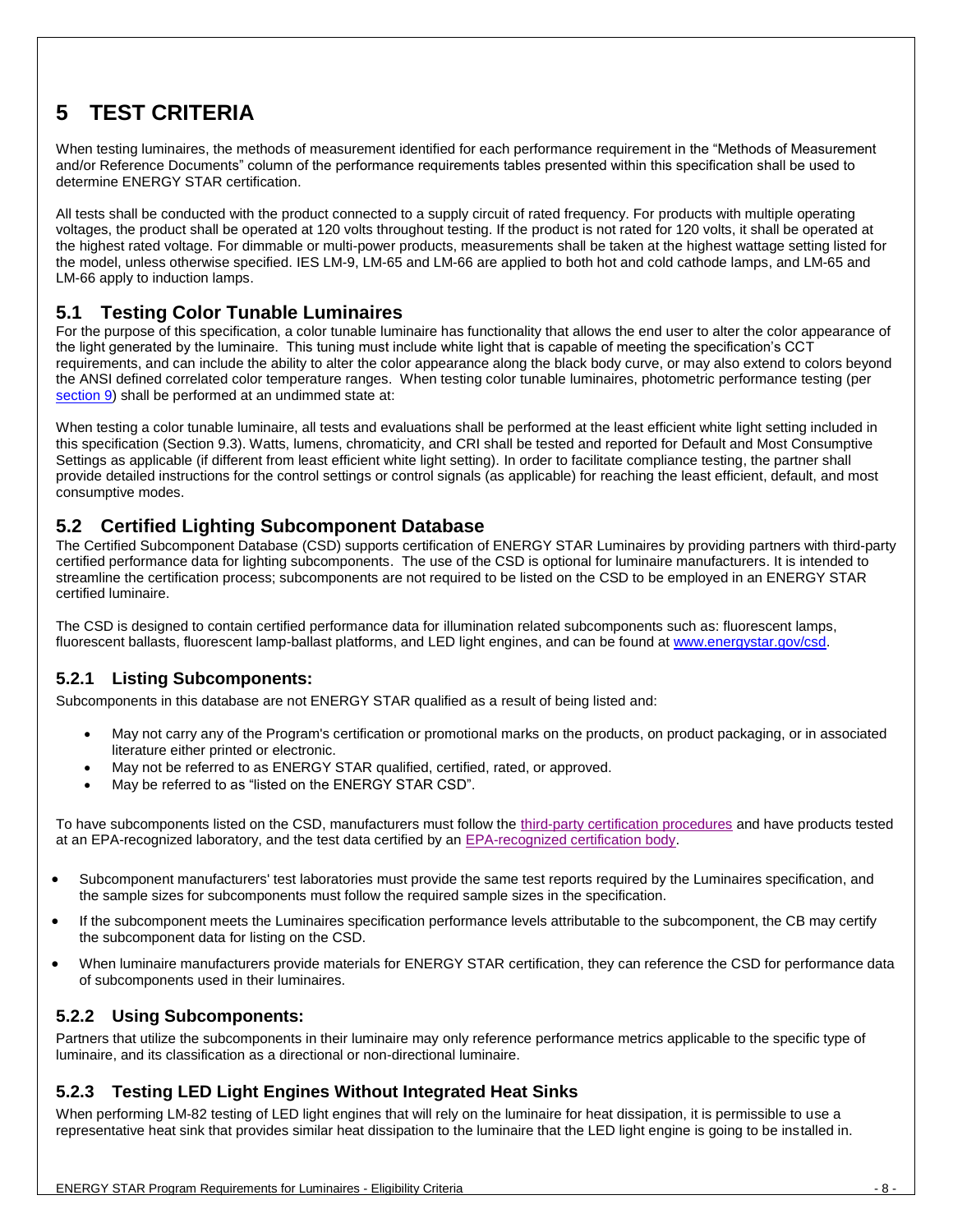# 5 TEST CRITERIA

When testing luminaires, the methods of measurement identified for each performance requirement in the "Methods of Measurement and/or Reference Documents" column of the performance requirements tables presented within this specification shall be used to determine ENERGY STAR certification.

All tests shall be conducted with the product connected to a supply circuit of rated frequency. For products with multiple operating voltages, the product shall be operated at 120 volts throughout testing. If the product is not rated for 120 volts, it shall be operated at the highest rated voltage. For dimmable or multi-power products, measurements shall be taken at the highest wattage setting listed for the model, unless otherwise specified. IES LM-9, LM-65 and LM-66 are applied to both hot and cold cathode lamps, and LM-65 and LM-66 apply to induction lamps.

## 5.1 Testing Color Tunable Luminaires

For the purpose of this specification, a color tunable luminaire has functionality that allows the end user to alter the color appearance of the light generated by the luminaire. This tuning must include white light that is capable of meeting the specification's CCT requirements, and can include the ability to alter the color appearance along the black body curve, or may also extend to colors beyond the ANSI defined correlated color temperature ranges. When testing color tunable luminaires, photometric performance testing (per section 9) shall be performed at an undimmed state at:

When testing a color tunable luminaire, all tests and evaluations shall be performed at the least efficient white light setting included in this specification (Section 9.3). Watts, lumens, chromaticity, and CRI shall be tested and reported for Default and Most Consumptive Settings as applicable (if different from least efficient white light setting). In order to facilitate compliance testing, the partner shall provide detailed instructions for the control settings or control signals (as applicable) for reaching the least efficient, default, and most consumptive modes.

## 5.2 Certified Lighting Subcomponent Database

The Certified Subcomponent Database (CSD) supports certification of ENERGY STAR Luminaires by providing partners with third-party certified performance data for lighting subcomponents. The use of the CSD is optional for luminaire manufacturers. It is intended to streamline the certification process; subcomponents are not required to be listed on the CSD to be employed in an ENERGY STAR certified luminaire.

The CSD is designed to contain certified performance data for illumination related subcomponents such as: fluorescent lamps, fluorescent ballasts, fluorescent lamp-ballast platforms, and LED light engines, and can be found at www.energystar.gov/csd.

### 5.2.1 Listing Subcomponents:

Subcomponents in this database are not ENERGY STAR qualified as a result of being listed and:

- May not carry any of the Program's certification or promotional marks on the products, on product packaging, or in associated literature either printed or electronic.
- May not be referred to as ENERGY STAR qualified, certified, rated, or approved.
- May be referred to as "listed on the ENERGY STAR CSD".

To have subcomponents listed on the CSD, manufacturers must follow the third-party certification procedures and have products tested at an EPA-recognized laboratory, and the test data certified by an EPA-recognized certification body.

- Subcomponent manufacturers' test laboratories must provide the same test reports required by the Luminaires specification, and the sample sizes for subcomponents must follow the required sample sizes in the specification.
- If the subcomponent meets the Luminaires specification performance levels attributable to the subcomponent, the CB may certify the subcomponent data for listing on the CSD.
- When luminaire manufacturers provide materials for ENERGY STAR certification, they can reference the CSD for performance data of subcomponents used in their luminaires.

### 5.2.2 Using Subcomponents:

Partners that utilize the subcomponents in their luminaire may only reference performance metrics applicable to the specific type of luminaire, and its classification as a directional or non-directional luminaire.

### 5.2.3 Testing LED Light Engines Without Integrated Heat Sinks

When performing LM-82 testing of LED light engines that will rely on the luminaire for heat dissipation, it is permissible to use a representative heat sink that provides similar heat dissipation to the luminaire that the LED light engine is going to be installed in.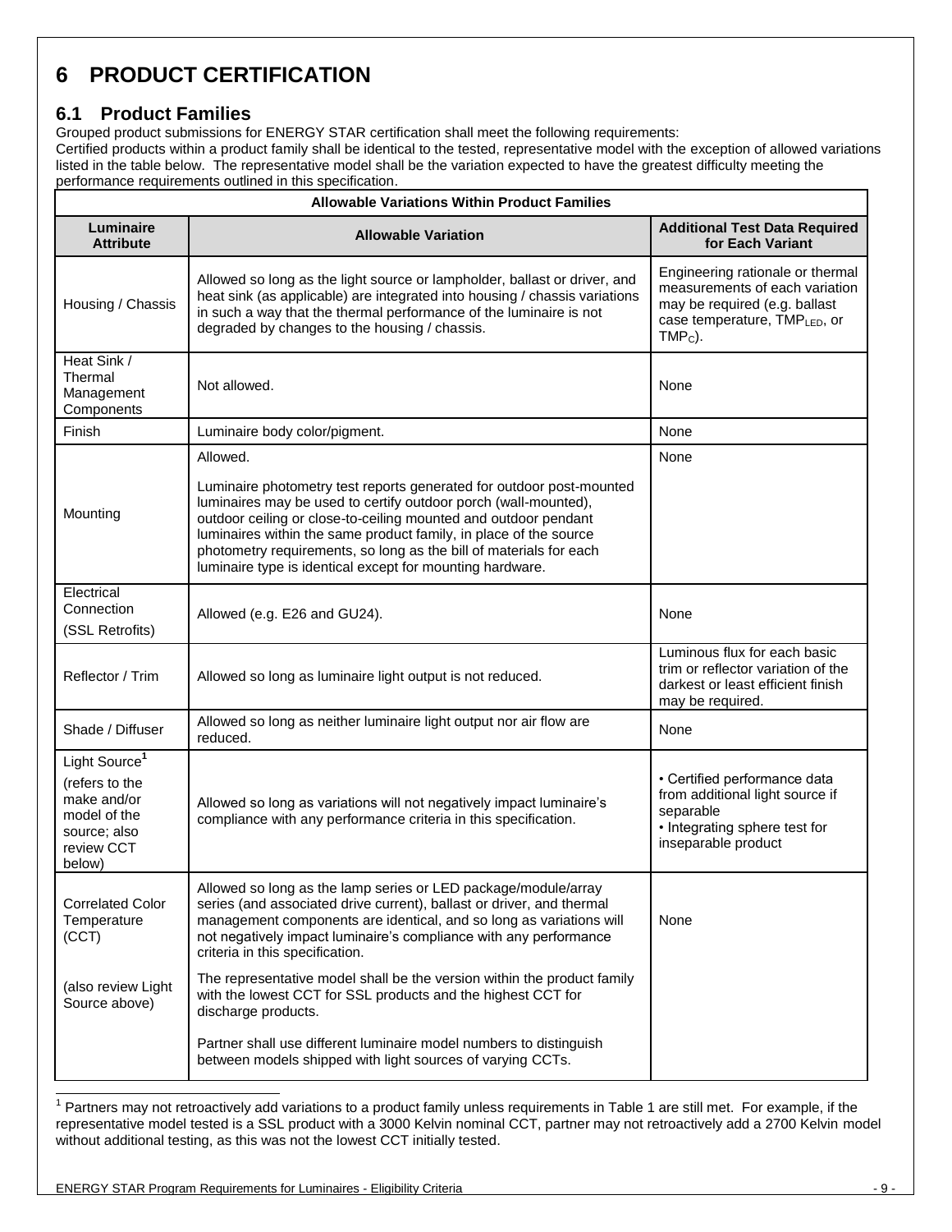# 6 PRODUCT CERTIFICATION

## 6.1 Product Families

Grouped product submissions for ENERGY STAR certification shall meet the following requirements:

Certified products within a product family shall be identical to the tested, representative model with the exception of allowed variations listed in the table below. The representative model shall be the variation expected to have the greatest difficulty meeting the performance requirements outlined in this specification.

**Allowable Variations Within Product Families**

| Luminaire Attribute | Allowable Variation | Additional Test Data Required for Each Variant |
|---|---|---|
| Housing / Chassis | Allowed so long as the light source or lampholder, ballast or driver, and heat sink (as applicable) are integrated into housing / chassis variations in such a way that the thermal performance of the luminaire is not degraded by changes to the housing / chassis. | Engineering rationale or thermal measurements of each variation may be required (e.g. ballast case temperature, $TMP_{LED}$, or $TMP_C$). |
| Heat Sink / Thermal Management Components | Not allowed. | None |
| Finish | Luminaire body color/pigment. | None |
| Mounting | Allowed.<br><br>Luminaire photometry test reports generated for outdoor post-mounted luminaires may be used to certify outdoor porch (wall-mounted), outdoor ceiling or close-to-ceiling mounted and outdoor pendant luminaires within the same product family, in place of the source photometry requirements, so long as the bill of materials for each luminaire type is identical except for mounting hardware. | None |
| Electrical Connection<br>(SSL Retrofits) | Allowed (e.g. E26 and GU24). | None |
| Reflector / Trim | Allowed so long as luminaire light output is not reduced. | Luminous flux for each basic trim or reflector variation of the darkest or least efficient finish may be required. |
| Shade / Diffuser | Allowed so long as neither luminaire light output nor air flow are reduced. | None |
| Light Source[1]<br>(refers to the make and/or model of the source; also review CCT below) | Allowed so long as variations will not negatively impact luminaire's compliance with any performance criteria in this specification. | • Certified performance data from additional light source if separable<br>• Integrating sphere test for inseparable product |
| Correlated Color Temperature (CCT)<br><br>(also review Light Source above) | Allowed so long as the lamp series or LED package/module/array series (and associated drive current), ballast or driver, and thermal management components are identical, and so long as variations will not negatively impact luminaire's compliance with any performance criteria in this specification.<br><br>The representative model shall be the version within the product family with the lowest CCT for SSL products and the highest CCT for discharge products.<br><br>Partner shall use different luminaire model numbers to distinguish between models shipped with light sources of varying CCTs. | None |

[1] Partners may not retroactively add variations to a product family unless requirements in Table 1 are still met. For example, if the representative model tested is a SSL product with a 3000 Kelvin nominal CCT, partner may not retroactively add a 2700 Kelvin model without additional testing, as this was not the lowest CCT initially tested.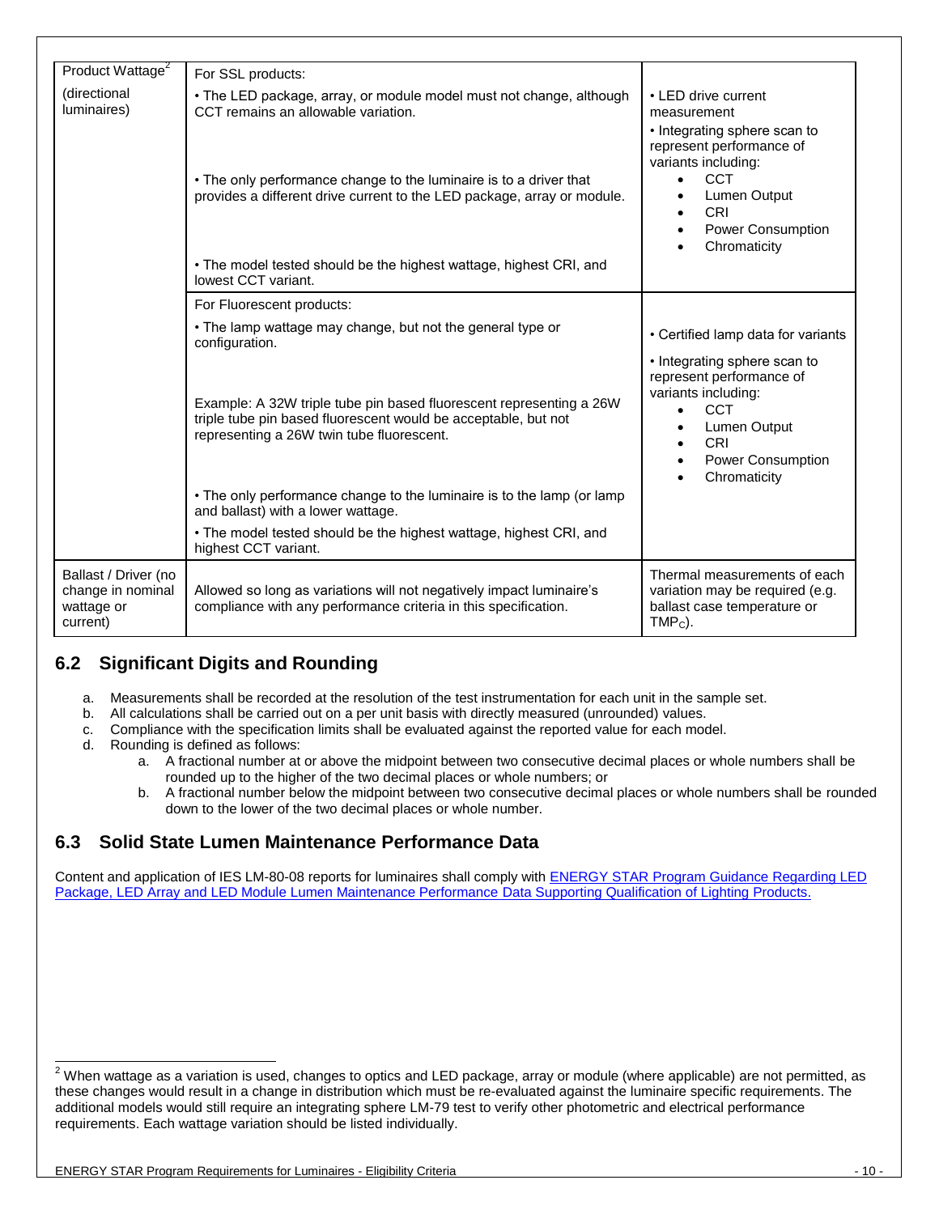| Product Wattage[2] (directional luminaires) | For SSL products: • The LED package, array, or module model must not change, although CCT remains an allowable variation. • The only performance change to the luminaire is to a driver that provides a different drive current to the LED package, array or module. • The model tested should be the highest wattage, highest CRI, and lowest CCT variant. | • LED drive current measurement • Integrating sphere scan to represent performance of variants including: • CCT • Lumen Output • CRI • Power Consumption • Chromaticity |
|---|---|---|
| | For Fluorescent products: • The lamp wattage may change, but not the general type or configuration. Example: A 32W triple tube pin based fluorescent representing a 26W triple tube pin based fluorescent would be acceptable, but not representing a 26W twin tube fluorescent. • The only performance change to the luminaire is to the lamp (or lamp and ballast) with a lower wattage. • The model tested should be the highest wattage, highest CRI, and highest CCT variant. | • Certified lamp data for variants • Integrating sphere scan to represent performance of variants including: • CCT • Lumen Output • CRI • Power Consumption • Chromaticity |
| Ballast / Driver (no change in nominal wattage or current) | Allowed so long as variations will not negatively impact luminaire's compliance with any performance criteria in this specification. | Thermal measurements of each variation may be required (e.g. ballast case temperature or $TMP_C$). |

## 6.2 Significant Digits and Rounding

a. Measurements shall be recorded at the resolution of the test instrumentation for each unit in the sample set.
b. All calculations shall be carried out on a per unit basis with directly measured (unrounded) values.
c. Compliance with the specification limits shall be evaluated against the reported value for each model.
d. Rounding is defined as follows:
   a. A fractional number at or above the midpoint between two consecutive decimal places or whole numbers shall be rounded up to the higher of the two decimal places or whole numbers; or
   b. A fractional number below the midpoint between two consecutive decimal places or whole numbers shall be rounded down to the lower of the two decimal places or whole number.

## 6.3 Solid State Lumen Maintenance Performance Data

Content and application of IES LM-80-08 reports for luminaires shall comply with ENERGY STAR Program Guidance Regarding LED Package, LED Array and LED Module Lumen Maintenance Performance Data Supporting Qualification of Lighting Products.

[2] When wattage as a variation is used, changes to optics and LED package, array or module (where applicable) are not permitted, as these changes would result in a change in distribution which must be re-evaluated against the luminaire specific requirements. The additional models would still require an integrating sphere LM-79 test to verify other photometric and electrical performance requirements. Each wattage variation should be listed individually.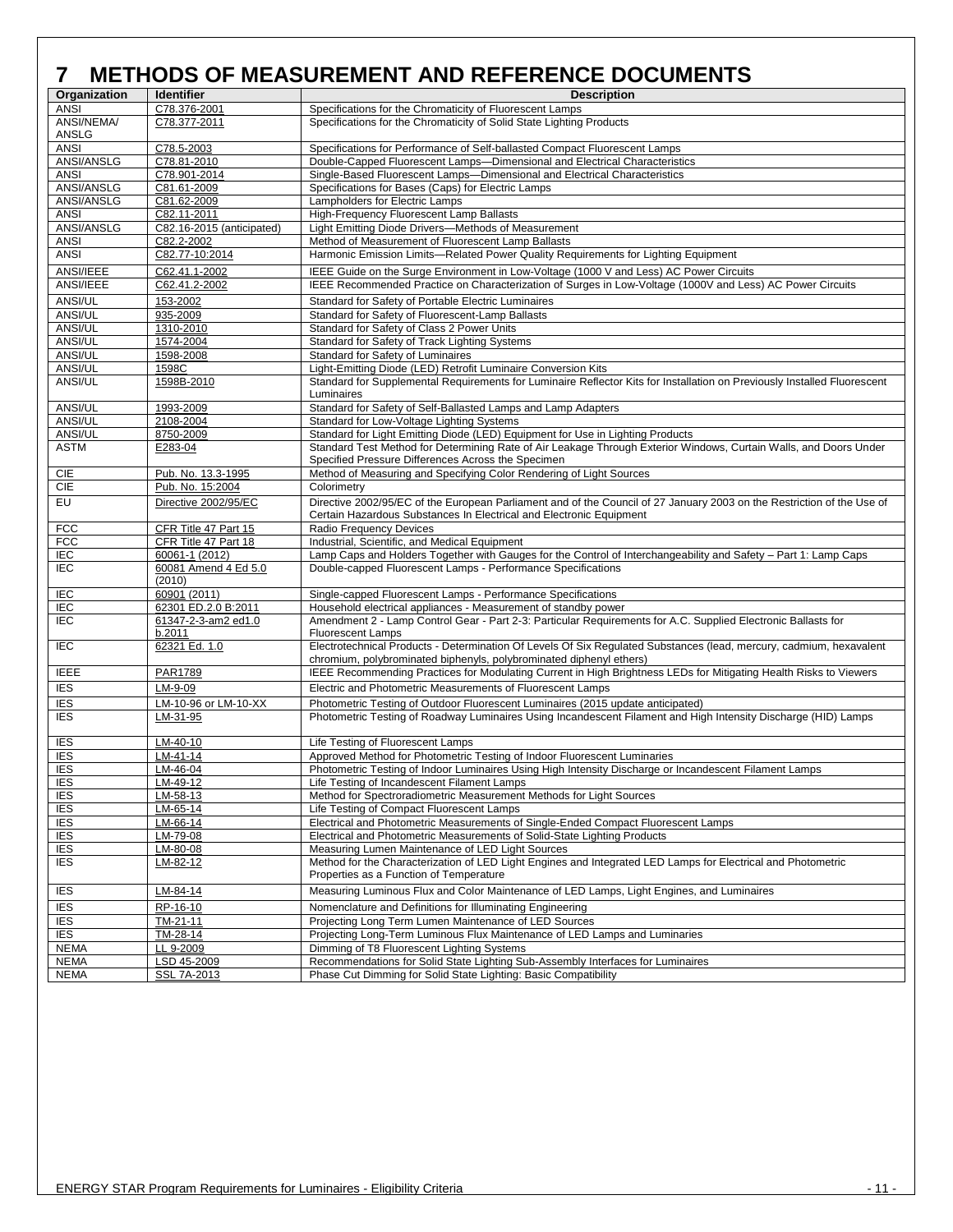# 7 METHODS OF MEASUREMENT AND REFERENCE DOCUMENTS

| Organization | Identifier | Description |
|---|---|---|
| ANSI | C78.376-2001 | Specifications for the Chromaticity of Fluorescent Lamps |
| ANSI/NEMA/ ANSLG | C78.377-2011 | Specifications for the Chromaticity of Solid State Lighting Products |
| ANSI | C78.5-2003 | Specifications for Performance of Self-ballasted Compact Fluorescent Lamps |
| ANSI/ANSLG | C78.81-2010 | Double-Capped Fluorescent Lamps—Dimensional and Electrical Characteristics |
| ANSI | C78.901-2014 | Single-Based Fluorescent Lamps—Dimensional and Electrical Characteristics |
| ANSI/ANSLG | C81.61-2009 | Specifications for Bases (Caps) for Electric Lamps |
| ANSI/ANSLG | C81.62-2009 | Lampholders for Electric Lamps |
| ANSI | C82.11-2011 | High-Frequency Fluorescent Lamp Ballasts |
| ANSI/ANSLG | C82.16-2015 (anticipated) | Light Emitting Diode Drivers—Methods of Measurement |
| ANSI | C82.2-2002 | Method of Measurement of Fluorescent Lamp Ballasts |
| ANSI | C82.77-10:2014 | Harmonic Emission Limits—Related Power Quality Requirements for Lighting Equipment |
| ANSI/IEEE | C62.41.1-2002 | IEEE Guide on the Surge Environment in Low-Voltage (1000 V and Less) AC Power Circuits |
| ANSI/IEEE | C62.41.2-2002 | IEEE Recommended Practice on Characterization of Surges in Low-Voltage (1000V and Less) AC Power Circuits |
| ANSI/UL | 153-2002 | Standard for Safety of Portable Electric Luminaires |
| ANSI/UL | 935-2009 | Standard for Safety of Fluorescent-Lamp Ballasts |
| ANSI/UL | 1310-2010 | Standard for Safety of Class 2 Power Units |
| ANSI/UL | 1574-2004 | Standard for Safety of Track Lighting Systems |
| ANSI/UL | 1598-2008 | Standard for Safety of Luminaires |
| ANSI/UL | 1598C | Light-Emitting Diode (LED) Retrofit Luminaire Conversion Kits |
| ANSI/UL | 1598B-2010 | Standard for Supplemental Requirements for Luminaire Reflector Kits for Installation on Previously Installed Fluorescent Luminaires |
| ANSI/UL | 1993-2009 | Standard for Safety of Self-Ballasted Lamps and Lamp Adapters |
| ANSI/UL | 2108-2004 | Standard for Low-Voltage Lighting Systems |
| ANSI/UL | 8750-2009 | Standard for Light Emitting Diode (LED) Equipment for Use in Lighting Products |
| ASTM | E283-04 | Standard Test Method for Determining Rate of Air Leakage Through Exterior Windows, Curtain Walls, and Doors Under Specified Pressure Differences Across the Specimen |
| CIE | Pub. No. 13.3-1995 | Method of Measuring and Specifying Color Rendering of Light Sources |
| CIE | Pub. No. 15:2004 | Colorimetry |
| EU | Directive 2002/95/EC | Directive 2002/95/EC of the European Parliament and of the Council of 27 January 2003 on the Restriction of the Use of Certain Hazardous Substances In Electrical and Electronic Equipment |
| FCC | CFR Title 47 Part 15 | Radio Frequency Devices |
| FCC | CFR Title 47 Part 18 | Industrial, Scientific, and Medical Equipment |
| IEC | 60061-1 (2012) | Lamp Caps and Holders Together with Gauges for the Control of Interchangeability and Safety – Part 1: Lamp Caps |
| IEC | 60081 Amend 4 Ed 5.0 (2010) | Double-capped Fluorescent Lamps - Performance Specifications |
| IEC | 60901 (2011) | Single-capped Fluorescent Lamps - Performance Specifications |
| IEC | 62301 ED.2.0 B:2011 | Household electrical appliances - Measurement of standby power |
| IEC | 61347-2-3-am2 ed1.0 b.2011 | Amendment 2 - Lamp Control Gear - Part 2-3: Particular Requirements for A.C. Supplied Electronic Ballasts for Fluorescent Lamps |
| IEC | 62321 Ed. 1.0 | Electrotechnical Products - Determination Of Levels Of Six Regulated Substances (lead, mercury, cadmium, hexavalent chromium, polybrominated biphenyls, polybrominated diphenyl ethers) |
| IEEE | PAR1789 | IEEE Recommending Practices for Modulating Current in High Brightness LEDs for Mitigating Health Risks to Viewers |
| IES | LM-9-09 | Electric and Photometric Measurements of Fluorescent Lamps |
| IES | LM-10-96 or LM-10-XX | Photometric Testing of Outdoor Fluorescent Luminaires (2015 update anticipated) |
| IES | LM-31-95 | Photometric Testing of Roadway Luminaires Using Incandescent Filament and High Intensity Discharge (HID) Lamps |
| IES | LM-40-10 | Life Testing of Fluorescent Lamps |
| IES | LM-41-14 | Approved Method for Photometric Testing of Indoor Fluorescent Luminaires |
| IES | LM-46-04 | Photometric Testing of Indoor Luminaires Using High Intensity Discharge or Incandescent Filament Lamps |
| IES | LM-49-12 | Life Testing of Incandescent Filament Lamps |
| IES | LM-58-13 | Method for Spectroradiometric Measurement Methods for Light Sources |
| IES | LM-65-14 | Life Testing of Compact Fluorescent Lamps |
| IES | LM-66-14 | Electrical and Photometric Measurements of Single-Ended Compact Fluorescent Lamps |
| IES | LM-79-08 | Electrical and Photometric Measurements of Solid-State Lighting Products |
| IES | LM-80-08 | Measuring Lumen Maintenance of LED Light Sources |
| IES | LM-82-12 | Method for the Characterization of LED Light Engines and Integrated LED Lamps for Electrical and Photometric Properties as a Function of Temperature |
| IES | LM-84-14 | Measuring Luminous Flux and Color Maintenance of LED Lamps, Light Engines, and Luminaires |
| IES | RP-16-10 | Nomenclature and Definitions for Illuminating Engineering |
| IES | TM-21-11 | Projecting Long Term Lumen Maintenance of LED Sources |
| IES | TM-28-14 | Projecting Long-Term Luminous Flux Maintenance of LED Lamps and Luminaries |
| NEMA | LL 9-2009 | Dimming of T8 Fluorescent Lighting Systems |
| NEMA | LSD 45-2009 | Recommendations for Solid State Lighting Sub-Assembly Interfaces for Luminaires |
| NEMA | SSL 7A-2013 | Phase Cut Dimming for Solid State Lighting: Basic Compatibility |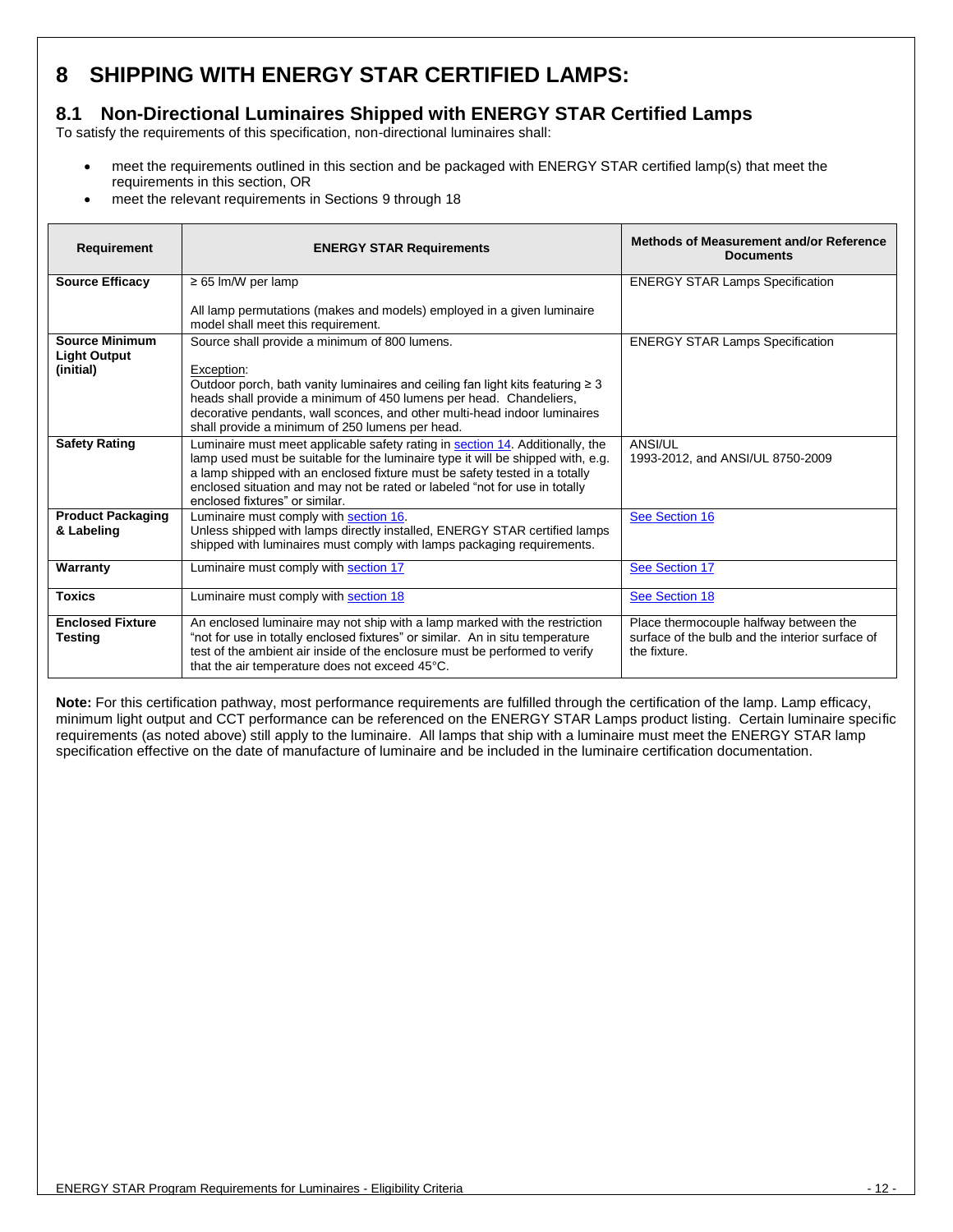# 8 SHIPPING WITH ENERGY STAR CERTIFIED LAMPS:

## 8.1 Non-Directional Luminaires Shipped with ENERGY STAR Certified Lamps

To satisfy the requirements of this specification, non-directional luminaires shall:

- meet the requirements outlined in this section and be packaged with ENERGY STAR certified lamp(s) that meet the requirements in this section, OR
- meet the relevant requirements in Sections 9 through 18

| Requirement | ENERGY STAR Requirements | Methods of Measurement and/or Reference Documents |
|---|---|---|
| **Source Efficacy** | ≥ 65 lm/W per lamp<br><br>All lamp permutations (makes and models) employed in a given luminaire model shall meet this requirement. | ENERGY STAR Lamps Specification |
| **Source Minimum Light Output (initial)** | Source shall provide a minimum of 800 lumens.<br><br>Exception:<br>Outdoor porch, bath vanity luminaires and ceiling fan light kits featuring ≥ 3 heads shall provide a minimum of 450 lumens per head. Chandeliers, decorative pendants, wall sconces, and other multi-head indoor luminaires shall provide a minimum of 250 lumens per head. | ENERGY STAR Lamps Specification |
| **Safety Rating** | Luminaire must meet applicable safety rating in section 14. Additionally, the lamp used must be suitable for the luminaire type it will be shipped with, e.g. a lamp shipped with an enclosed fixture must be safety tested in a totally enclosed situation and may not be rated or labeled "not for use in totally enclosed fixtures" or similar. | ANSI/UL<br>1993-2012, and ANSI/UL 8750-2009 |
| **Product Packaging & Labeling** | Luminaire must comply with section 16.<br>Unless shipped with lamps directly installed, ENERGY STAR certified lamps shipped with luminaires must comply with lamps packaging requirements. | See Section 16 |
| **Warranty** | Luminaire must comply with section 17 | See Section 17 |
| **Toxics** | Luminaire must comply with section 18 | See Section 18 |
| **Enclosed Fixture Testing** | An enclosed luminaire may not ship with a lamp marked with the restriction "not for use in totally enclosed fixtures" or similar. An in situ temperature test of the ambient air inside of the enclosure must be performed to verify that the air temperature does not exceed 45°C. | Place thermocouple halfway between the surface of the bulb and the interior surface of the fixture. |

**Note:** For this certification pathway, most performance requirements are fulfilled through the certification of the lamp. Lamp efficacy, minimum light output and CCT performance can be referenced on the ENERGY STAR Lamps product listing. Certain luminaire specific requirements (as noted above) still apply to the luminaire. All lamps that ship with a luminaire must meet the ENERGY STAR lamp specification effective on the date of manufacture of luminaire and be included in the luminaire certification documentation.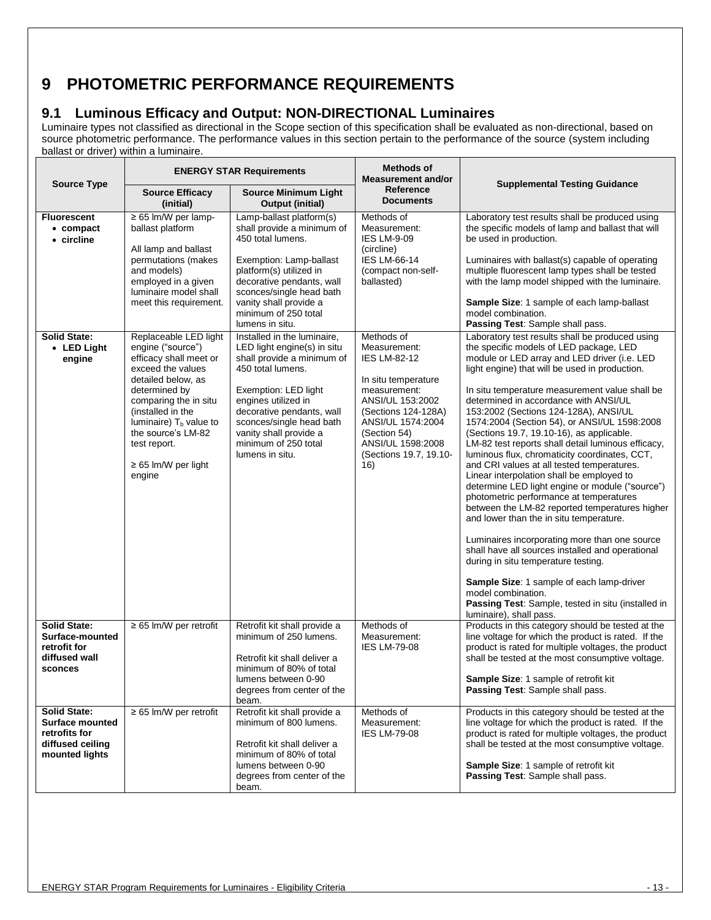# 9 PHOTOMETRIC PERFORMANCE REQUIREMENTS

## 9.1 Luminous Efficacy and Output: NON-DIRECTIONAL Luminaires

Luminaire types not classified as directional in the Scope section of this specification shall be evaluated as non-directional, based on source photometric performance. The performance values in this section pertain to the performance of the source (system including ballast or driver) within a luminaire.

| Source Type | ENERGY STAR Requirements | | Methods of Measurement and/or Reference Documents | Supplemental Testing Guidance |
|---|---|---|---|---|
| | Source Efficacy (initial) | Source Minimum Light Output (initial) | | |
| **Fluorescent**<br>• **compact**<br>• **circline** | ≥ 65 lm/W per lamp-ballast platform<br><br>All lamp and ballast permutations (makes and models) employed in a given luminaire model shall meet this requirement. | Lamp-ballast platform(s) shall provide a minimum of 450 total lumens.<br><br>Exemption: Lamp-ballast platform(s) utilized in decorative pendants, wall sconces/single head bath vanity shall provide a minimum of 250 total lumens in situ. | Methods of Measurement:<br>IES LM-9-09 (circline)<br>IES LM-66-14 (compact non-self-ballasted) | Laboratory test results shall be produced using the specific models of lamp and ballast that will be used in production.<br><br>Luminaires with ballast(s) capable of operating multiple fluorescent lamp types shall be tested with the lamp model shipped with the luminaire.<br><br>**Sample Size**: 1 sample of each lamp-ballast model combination.<br>**Passing Test**: Sample shall pass. |
| **Solid State:**<br>• **LED Light engine** | Replaceable LED light engine ("source") efficacy shall meet or exceed the values detailed below, as determined by comparing the in situ (installed in the luminaire) $T_b$ value to the source's LM-82 test report.<br><br>≥ 65 lm/W per light engine | Installed in the luminaire, LED light engine(s) in situ shall provide a minimum of 450 total lumens.<br><br>Exemption: LED light engines utilized in decorative pendants, wall sconces/single head bath vanity shall provide a minimum of 250 total lumens in situ. | Methods of Measurement:<br>IES LM-82-12<br><br>In situ temperature measurement:<br>ANSI/UL 153:2002 (Sections 124-128A)<br>ANSI/UL 1574:2004 (Section 54)<br>ANSI/UL 1598:2008 (Sections 19.7, 19.10-16) | Laboratory test results shall be produced using the specific models of LED package, LED module or LED array and LED driver (i.e. LED light engine) that will be used in production.<br><br>In situ temperature measurement value shall be determined in accordance with ANSI/UL 153:2002 (Sections 124-128A), ANSI/UL 1574:2004 (Section 54), or ANSI/UL 1598:2008 (Sections 19.7, 19.10-16), as applicable. LM-82 test reports shall detail luminous efficacy, luminous flux, chromaticity coordinates, CCT, and CRI values at all tested temperatures. Linear interpolation shall be employed to determine LED light engine or module ("source") photometric performance at temperatures between the LM-82 reported temperatures higher and lower than the in situ temperature.<br><br>Luminaires incorporating more than one source shall have all sources installed and operational during in situ temperature testing.<br><br>**Sample Size**: 1 sample of each lamp-driver model combination.<br>**Passing Test**: Sample, tested in situ (installed in luminaire), shall pass. |
| **Solid State: Surface-mounted retrofit for diffused wall sconces** | ≥ 65 lm/W per retrofit | Retrofit kit shall provide a minimum of 250 lumens.<br><br>Retrofit kit shall deliver a minimum of 80% of total lumens between 0-90 degrees from center of the beam. | Methods of Measurement:<br>IES LM-79-08 | Products in this category should be tested at the line voltage for which the product is rated. If the product is rated for multiple voltages, the product shall be tested at the most consumptive voltage.<br><br>**Sample Size**: 1 sample of retrofit kit<br>**Passing Test**: Sample shall pass. |
| **Solid State: Surface mounted retrofits for diffused ceiling mounted lights** | ≥ 65 lm/W per retrofit | Retrofit kit shall provide a minimum of 800 lumens.<br><br>Retrofit kit shall deliver a minimum of 80% of total lumens between 0-90 degrees from center of the beam. | Methods of Measurement:<br>IES LM-79-08 | Products in this category should be tested at the line voltage for which the product is rated. If the product is rated for multiple voltages, the product shall be tested at the most consumptive voltage.<br><br>**Sample Size**: 1 sample of retrofit kit<br>**Passing Test**: Sample shall pass. |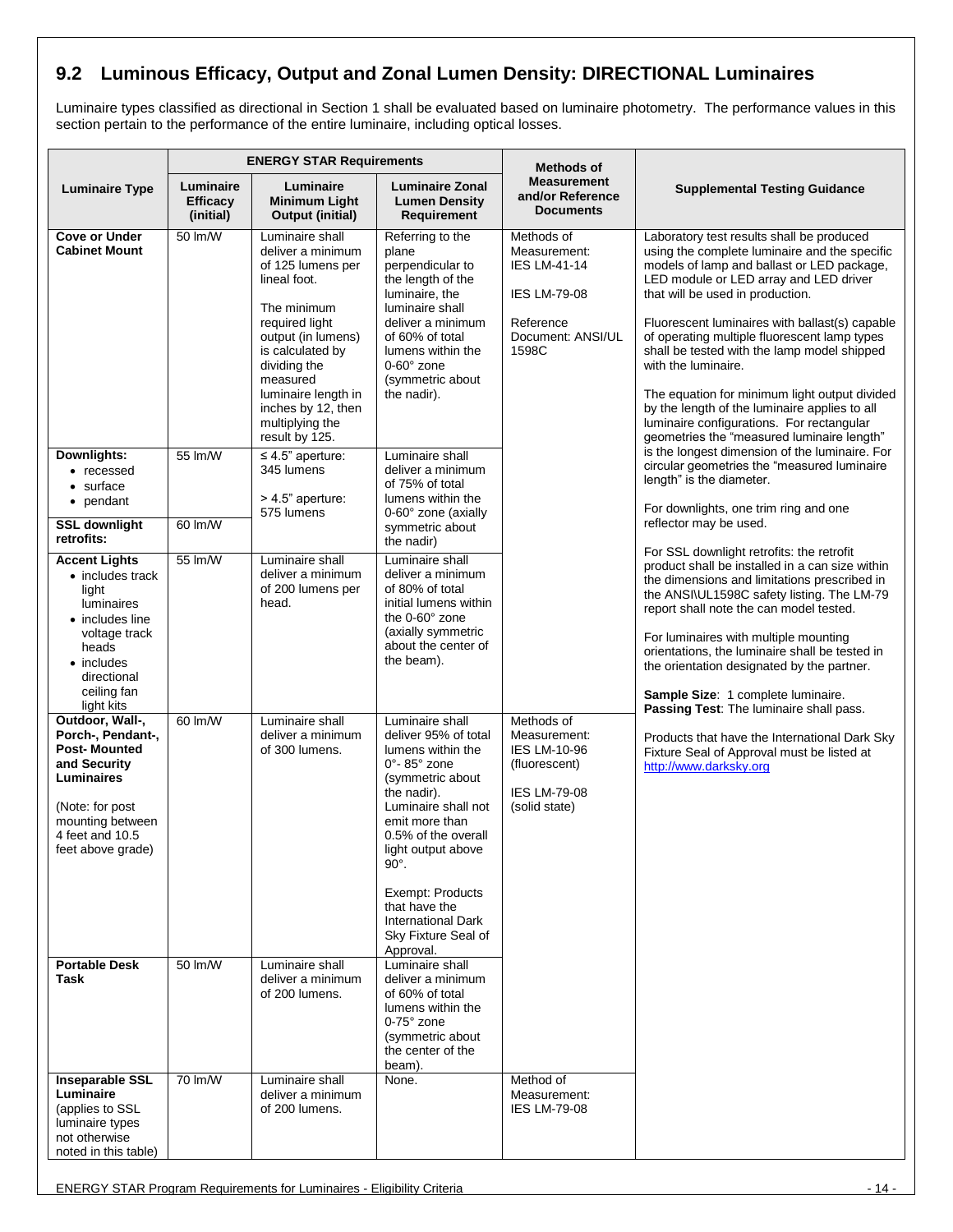## 9.2 Luminous Efficacy, Output and Zonal Lumen Density: DIRECTIONAL Luminaires

Luminaire types classified as directional in Section 1 shall be evaluated based on luminaire photometry. The performance values in this section pertain to the performance of the entire luminaire, including optical losses.

| Luminaire Type | ENERGY STAR Requirements | | | Methods of Measurement and/or Reference Documents | Supplemental Testing Guidance |
|---|---|---|---|---|---|
| | **Luminaire Efficacy (initial)** | **Luminaire Minimum Light Output (initial)** | **Luminaire Zonal Lumen Density Requirement** | | |
| **Cove or Under Cabinet Mount** | 50 lm/W | Luminaire shall deliver a minimum of 125 lumens per lineal foot.<br><br>The minimum required light output (in lumens) is calculated by dividing the measured luminaire length in inches by 12, then multiplying the result by 125. | Referring to the plane perpendicular to the length of the luminaire, the luminaire shall deliver a minimum of 60% of total lumens within the 0-60° zone (symmetric about the nadir). | Methods of Measurement: IES LM-41-14<br><br>IES LM-79-08<br><br>Reference Document: ANSI/UL 1598C | Laboratory test results shall be produced using the complete luminaire and the specific models of lamp and ballast or LED package, LED module or LED array and LED driver that will be used in production.<br><br>Fluorescent luminaires with ballast(s) capable of operating multiple fluorescent lamp types shall be tested with the lamp model shipped with the luminaire.<br><br>The equation for minimum light output divided by the length of the luminaire applies to all luminaire configurations. For rectangular geometries the "measured luminaire length" is the longest dimension of the luminaire. For circular geometries the "measured luminaire length" is the diameter.<br><br>For downlights, one trim ring and one reflector may be used.<br><br>For SSL downlight retrofits: the retrofit product shall be installed in a can size within the dimensions and limitations prescribed in the ANSI\UL1598C safety listing. The LM-79 report shall note the can model tested.<br><br>For luminaires with multiple mounting orientations, the luminaire shall be tested in the orientation designated by the partner.<br><br>**Sample Size**: 1 complete luminaire.<br>**Passing Test**: The luminaire shall pass.<br><br>Products that have the International Dark Sky Fixture Seal of Approval must be listed at http://www.darksky.org |
| **Downlights:**<br>• recessed<br>• surface<br>• pendant | 55 lm/W | ≤ 4.5" aperture: 345 lumens<br><br>> 4.5" aperture: 575 lumens | Luminaire shall deliver a minimum of 75% of total lumens within the 0-60° zone (axially symmetric about the nadir) | | |
| **SSL downlight retrofits:** | 60 lm/W | | | | |
| **Accent Lights**<br>• includes track light luminaires<br>• includes line voltage track heads<br>• includes directional ceiling fan light kits | 55 lm/W | Luminaire shall deliver a minimum of 200 lumens per head. | Luminaire shall deliver a minimum of 80% of total initial lumens within the 0-60° zone (axially symmetric about the center of the beam). | | |
| **Outdoor, Wall-, Porch-, Pendant-, Post- Mounted and Security Luminaires**<br><br>(Note: for post mounting between 4 feet and 10.5 feet above grade) | 60 lm/W | Luminaire shall deliver a minimum of 300 lumens. | Luminaire shall deliver 95% of total lumens within the 0°- 85° zone (symmetric about the nadir). Luminaire shall not emit more than 0.5% of the overall light output above 90°.<br><br>Exempt: Products that have the International Dark Sky Fixture Seal of Approval. | Methods of Measurement: IES LM-10-96 (fluorescent)<br><br>IES LM-79-08 (solid state) | |
| **Portable Desk Task** | 50 lm/W | Luminaire shall deliver a minimum of 200 lumens. | Luminaire shall deliver a minimum of 60% of total lumens within the 0-75° zone (symmetric about the center of the beam). | | |
| **Inseparable SSL Luminaire** (applies to SSL luminaire types not otherwise noted in this table) | 70 lm/W | Luminaire shall deliver a minimum of 200 lumens. | None. | Method of Measurement: IES LM-79-08 | |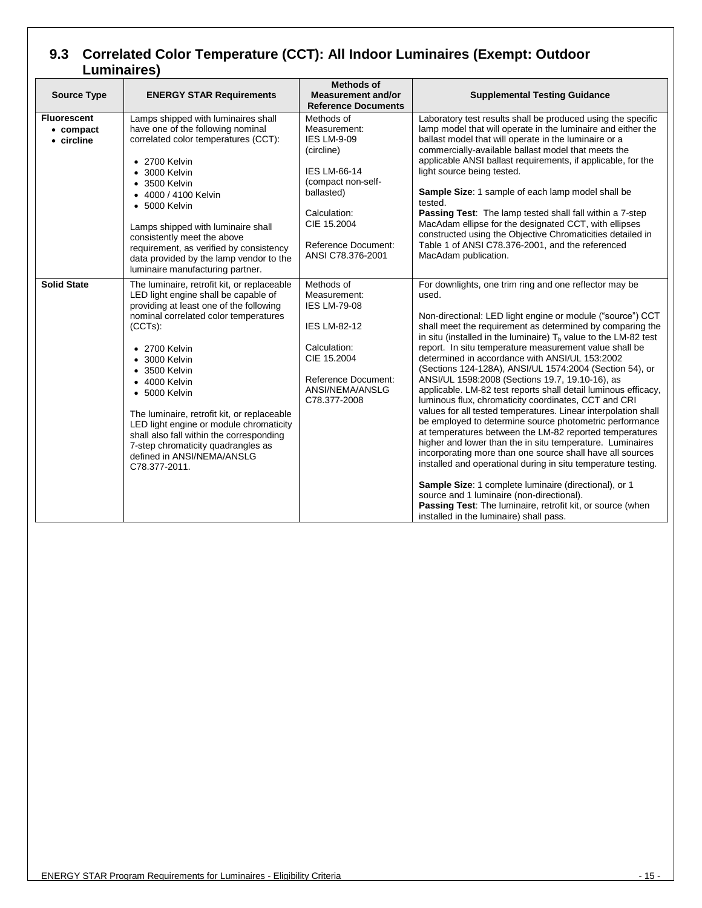## 9.3 Correlated Color Temperature (CCT): All Indoor Luminaires (Exempt: Outdoor Luminaires)

| Source Type | ENERGY STAR Requirements | Methods of Measurement and/or Reference Documents | Supplemental Testing Guidance |
|---|---|---|---|
| **Fluorescent**<br>• **compact**<br>• **circline** | Lamps shipped with luminaires shall have one of the following nominal correlated color temperatures (CCT):<br>• 2700 Kelvin<br>• 3000 Kelvin<br>• 3500 Kelvin<br>• 4000 / 4100 Kelvin<br>• 5000 Kelvin<br><br>Lamps shipped with luminaire shall consistently meet the above requirement, as verified by consistency data provided by the lamp vendor to the luminaire manufacturing partner. | Methods of Measurement:<br>IES LM-9-09 (circline)<br><br>IES LM-66-14 (compact non-self-ballasted)<br><br>Calculation:<br>CIE 15.2004<br><br>Reference Document:<br>ANSI C78.376-2001 | Laboratory test results shall be produced using the specific lamp model that will operate in the luminaire and either the ballast model that will operate in the luminaire or a commercially-available ballast model that meets the applicable ANSI ballast requirements, if applicable, for the light source being tested.<br><br>**Sample Size**: 1 sample of each lamp model shall be tested.<br>**Passing Test**: The lamp tested shall fall within a 7-step MacAdam ellipse for the designated CCT, with ellipses constructed using the Objective Chromaticities detailed in Table 1 of ANSI C78.376-2001, and the referenced MacAdam publication. |
| **Solid State** | The luminaire, retrofit kit, or replaceable LED light engine shall be capable of providing at least one of the following nominal correlated color temperatures (CCTs):<br>• 2700 Kelvin<br>• 3000 Kelvin<br>• 3500 Kelvin<br>• 4000 Kelvin<br>• 5000 Kelvin<br><br>The luminaire, retrofit kit, or replaceable LED light engine or module chromaticity shall also fall within the corresponding 7-step chromaticity quadrangles as defined in ANSI/NEMA/ANSLG C78.377-2011. | Methods of Measurement:<br>IES LM-79-08<br><br>IES LM-82-12<br><br>Calculation:<br>CIE 15.2004<br><br>Reference Document:<br>ANSI/NEMA/ANSLG C78.377-2008 | For downlights, one trim ring and one reflector may be used.<br><br>Non-directional: LED light engine or module ("source") CCT shall meet the requirement as determined by comparing the in situ (installed in the luminaire) $T_b$ value to the LM-82 test report. In situ temperature measurement value shall be determined in accordance with ANSI/UL 153:2002 (Sections 124-128A), ANSI/UL 1574:2004 (Section 54), or ANSI/UL 1598:2008 (Sections 19.7, 19.10-16), as applicable. LM-82 test reports shall detail luminous efficacy, luminous flux, chromaticity coordinates, CCT and CRI values for all tested temperatures. Linear interpolation shall be employed to determine source photometric performance at temperatures between the LM-82 reported temperatures higher and lower than the in situ temperature. Luminaires incorporating more than one source shall have all sources installed and operational during in situ temperature testing.<br><br>**Sample Size**: 1 complete luminaire (directional), or 1 source and 1 luminaire (non-directional).<br>**Passing Test**: The luminaire, retrofit kit, or source (when installed in the luminaire) shall pass. |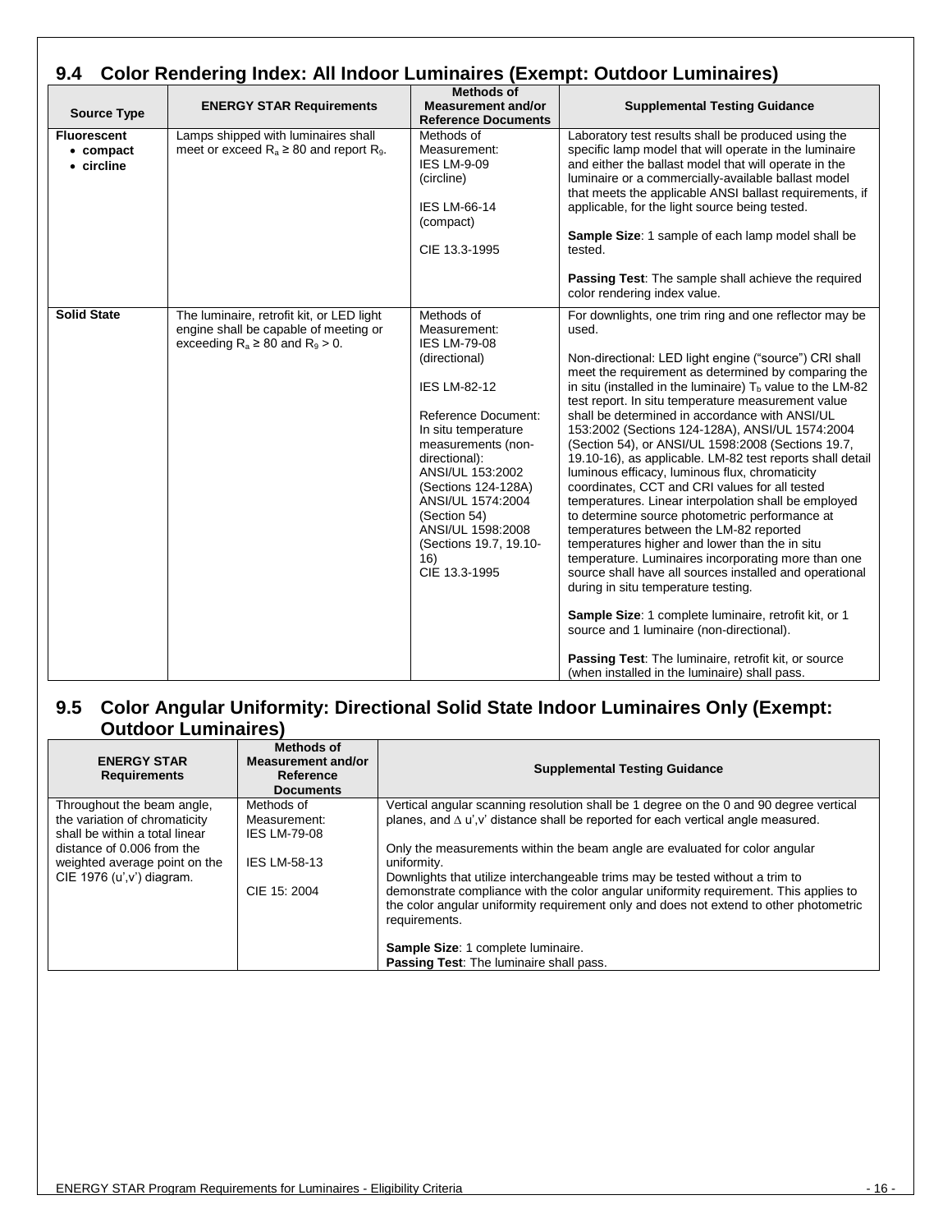## 9.4 Color Rendering Index: All Indoor Luminaires (Exempt: Outdoor Luminaires)

| Source Type | ENERGY STAR Requirements | Methods of Measurement and/or Reference Documents | Supplemental Testing Guidance |
|---|---|---|---|
| **Fluorescent**<br>• **compact**<br>• **circline** | Lamps shipped with luminaires shall meet or exceed $R_a \geq 80$ and report $R_9$. | Methods of Measurement:<br>IES LM-9-09 (circline)<br><br>IES LM-66-14 (compact)<br><br>CIE 13.3-1995 | Laboratory test results shall be produced using the specific lamp model that will operate in the luminaire and either the ballast model that will operate in the luminaire or a commercially-available ballast model that meets the applicable ANSI ballast requirements, if applicable, for the light source being tested.<br><br>**Sample Size**: 1 sample of each lamp model shall be tested.<br><br>**Passing Test**: The sample shall achieve the required color rendering index value. |
| **Solid State** | The luminaire, retrofit kit, or LED light engine shall be capable of meeting or exceeding $R_a \geq 80$ and $R_9 > 0$. | Methods of Measurement:<br>IES LM-79-08 (directional)<br><br>IES LM-82-12<br><br>Reference Document:<br>In situ temperature measurements (non-directional):<br>ANSI/UL 153:2002 (Sections 124-128A)<br>ANSI/UL 1574:2004 (Section 54)<br>ANSI/UL 1598:2008 (Sections 19.7, 19.10-16)<br>CIE 13.3-1995 | For downlights, one trim ring and one reflector may be used.<br><br>Non-directional: LED light engine ("source") CRI shall meet the requirement as determined by comparing the in situ (installed in the luminaire) $T_b$ value to the LM-82 test report. In situ temperature measurement value shall be determined in accordance with ANSI/UL 153:2002 (Sections 124-128A), ANSI/UL 1574:2004 (Section 54), or ANSI/UL 1598:2008 (Sections 19.7, 19.10-16), as applicable. LM-82 test reports shall detail luminous efficacy, luminous flux, chromaticity coordinates, CCT and CRI values for all tested temperatures. Linear interpolation shall be employed to determine source photometric performance at temperatures between the LM-82 reported temperatures higher and lower than the in situ temperature. Luminaires incorporating more than one source shall have all sources installed and operational during in situ temperature testing.<br><br>**Sample Size**: 1 complete luminaire, retrofit kit, or 1 source and 1 luminaire (non-directional).<br><br>**Passing Test**: The luminaire, retrofit kit, or source (when installed in the luminaire) shall pass. |

## 9.5 Color Angular Uniformity: Directional Solid State Indoor Luminaires Only (Exempt: Outdoor Luminaires)

| ENERGY STAR Requirements | Methods of Measurement and/or Reference Documents | Supplemental Testing Guidance |
|---|---|---|
| Throughout the beam angle, the variation of chromaticity shall be within a total linear distance of 0.006 from the weighted average point on the CIE 1976 (u',v') diagram. | Methods of Measurement:<br>IES LM-79-08<br><br>IES LM-58-13<br><br>CIE 15: 2004 | Vertical angular scanning resolution shall be 1 degree on the 0 and 90 degree vertical planes, and $\Delta$ u',v' distance shall be reported for each vertical angle measured.<br><br>Only the measurements within the beam angle are evaluated for color angular uniformity.<br>Downlights that utilize interchangeable trims may be tested without a trim to demonstrate compliance with the color angular uniformity requirement. This applies to the color angular uniformity requirement only and does not extend to other photometric requirements.<br><br>**Sample Size**: 1 complete luminaire.<br>**Passing Test**: The luminaire shall pass. |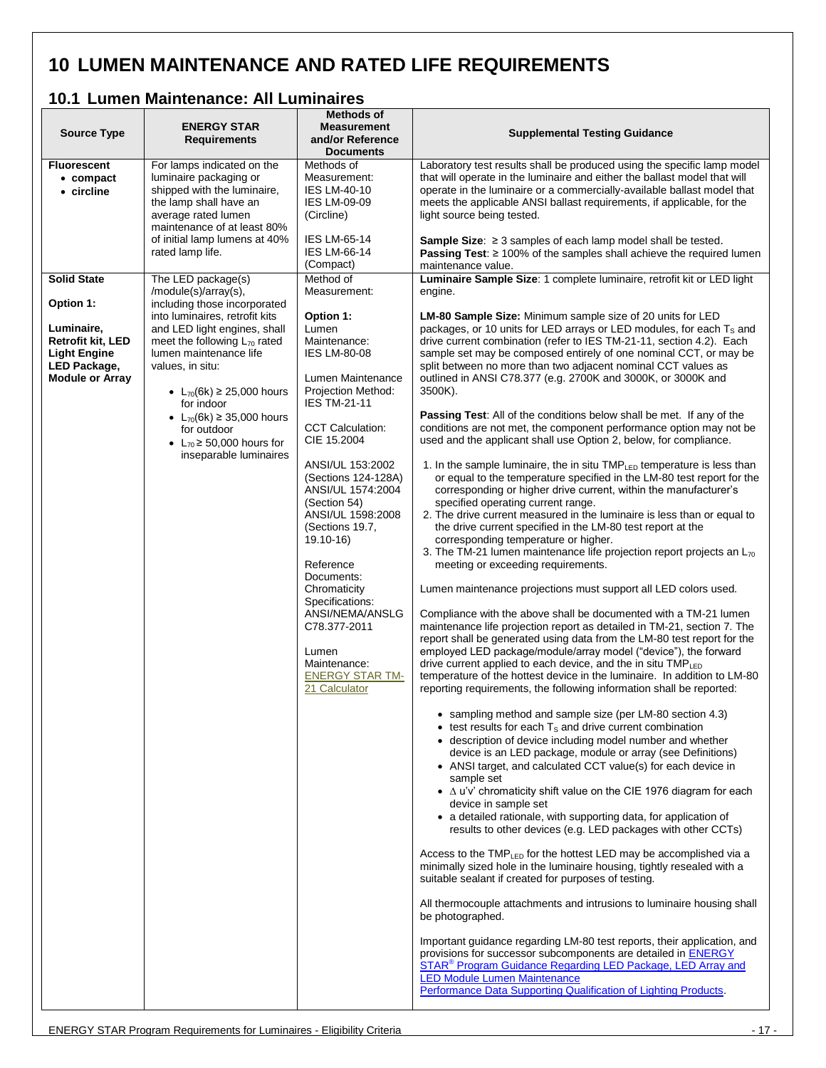# 10 LUMEN MAINTENANCE AND RATED LIFE REQUIREMENTS

## 10.1 Lumen Maintenance: All Luminaires

| Source Type | ENERGY STAR Requirements | Methods of Measurement and/or Reference Documents | Supplemental Testing Guidance |
|---|---|---|---|
| **Fluorescent**<br>• **compact**<br>• **circline** | For lamps indicated on the luminaire packaging or shipped with the luminaire, the lamp shall have an average rated lumen maintenance of at least 80% of initial lamp lumens at 40% rated lamp life. | Methods of Measurement:<br>IES LM-40-10<br>IES LM-09-09 (Circline)<br><br>IES LM-65-14<br>IES LM-66-14 (Compact) | Laboratory test results shall be produced using the specific lamp model that will operate in the luminaire and either the ballast model that will operate in the luminaire or a commercially-available ballast model that meets the applicable ANSI ballast requirements, if applicable, for the light source being tested.<br><br>**Sample Size**: ≥ 3 samples of each lamp model shall be tested.<br>**Passing Test**: ≥ 100% of the samples shall achieve the required lumen maintenance value. |
| **Solid State**<br><br>**Option 1:**<br><br>**Luminaire, Retrofit kit, LED Light Engine LED Package, Module or Array** | The LED package(s) /module(s)/array(s), including those incorporated into luminaires, retrofit kits and LED light engines, shall meet the following $L_{70}$ rated lumen maintenance life values, in situ:<br><br>• $L_{70}(6k) \geq 25{,}000$ hours for indoor<br>• $L_{70}(6k) \geq 35{,}000$ hours for outdoor<br>• $L_{70} \geq 50{,}000$ hours for inseparable luminaires | Method of Measurement:<br><br>**Option 1:**<br>Lumen Maintenance:<br>IES LM-80-08<br><br>Lumen Maintenance Projection Method:<br>IES TM-21-11<br><br>CCT Calculation:<br>CIE 15.2004<br><br>ANSI/UL 153:2002 (Sections 124-128A)<br>ANSI/UL 1574:2004 (Section 54)<br>ANSI/UL 1598:2008 (Sections 19.7, 19.10-16)<br><br>Reference Documents:<br>Chromaticity Specifications:<br>ANSI/NEMA/ANSLG C78.377-2011<br><br>Lumen Maintenance:<br>ENERGY STAR TM-21 Calculator | **Luminaire Sample Size**: 1 complete luminaire, retrofit kit or LED light engine.<br><br>**LM-80 Sample Size:** Minimum sample size of 20 units for LED packages, or 10 units for LED arrays or LED modules, for each $T_S$ and drive current combination (refer to IES TM-21-11, section 4.2). Each sample set may be composed entirely of one nominal CCT, or may be split between no more than two adjacent nominal CCT values as outlined in ANSI C78.377 (e.g. 2700K and 3000K, or 3000K and 3500K).<br><br>**Passing Test**: All of the conditions below shall be met. If any of the conditions are not met, the component performance option may not be used and the applicant shall use Option 2, below, for compliance.<br><br>1. In the sample luminaire, the in situ $TMP_{LED}$ temperature is less than or equal to the temperature specified in the LM-80 test report for the corresponding or higher drive current, within the manufacturer's specified operating current range.<br>2. The drive current measured in the luminaire is less than or equal to the drive current specified in the LM-80 test report at the corresponding temperature or higher.<br>3. The TM-21 lumen maintenance life projection report projects an $L_{70}$ meeting or exceeding requirements.<br><br>Lumen maintenance projections must support all LED colors used.<br><br>Compliance with the above shall be documented with a TM-21 lumen maintenance life projection report as detailed in TM-21, section 7. The report shall be generated using data from the LM-80 test report for the employed LED package/module/array model ("device"), the forward drive current applied to each device, and the in situ $TMP_{LED}$ temperature of the hottest device in the luminaire. In addition to LM-80 reporting requirements, the following information shall be reported:<br><br>• sampling method and sample size (per LM-80 section 4.3)<br>• test results for each $T_S$ and drive current combination<br>• description of device including model number and whether device is an LED package, module or array (see Definitions)<br>• ANSI target, and calculated CCT value(s) for each device in sample set<br>• $\Delta$ u'v' chromaticity shift value on the CIE 1976 diagram for each device in sample set<br>• a detailed rationale, with supporting data, for application of results to other devices (e.g. LED packages with other CCTs)<br><br>Access to the $TMP_{LED}$ for the hottest LED may be accomplished via a minimally sized hole in the luminaire housing, tightly resealed with a suitable sealant if created for purposes of testing.<br><br>All thermocouple attachments and intrusions to luminaire housing shall be photographed.<br><br>Important guidance regarding LM-80 test reports, their application, and provisions for successor subcomponents are detailed in ENERGY STAR® Program Guidance Regarding LED Package, LED Array and LED Module Lumen Maintenance Performance Data Supporting Qualification of Lighting Products. |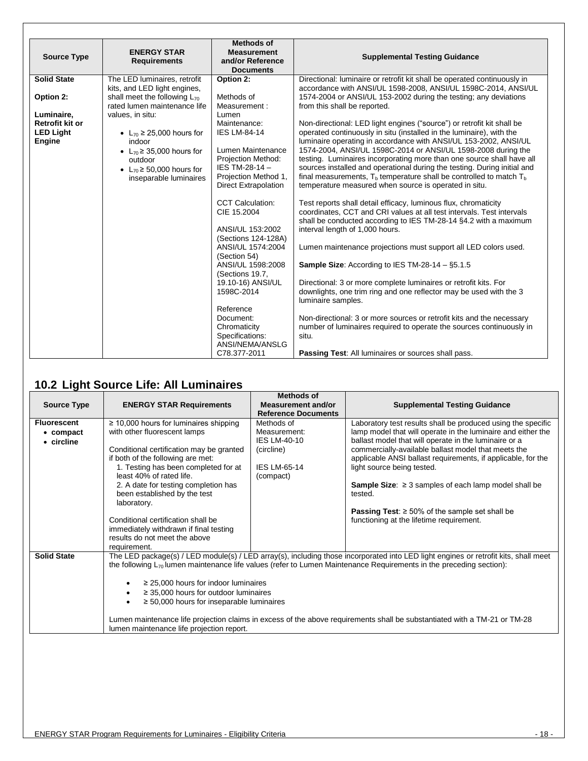| Source Type | ENERGY STAR Requirements | Methods of Measurement and/or Reference Documents | Supplemental Testing Guidance |
|---|---|---|---|
| **Solid State**<br><br>**Option 2:**<br><br>**Luminaire, Retrofit kit or LED Light Engine** | The LED luminaires, retrofit kits, and LED light engines, shall meet the following $L_{70}$ rated lumen maintenance life values, in situ:<br><br>• $L_{70} \geq 25{,}000$ hours for indoor<br>• $L_{70} \geq 35{,}000$ hours for outdoor<br>• $L_{70} \geq 50{,}000$ hours for inseparable luminaires | **Option 2:**<br><br>Methods of Measurement :<br>Lumen Maintenance: IES LM-84-14<br><br>Lumen Maintenance Projection Method: IES TM-28-14 – Projection Method 1, Direct Extrapolation<br><br>CCT Calculation: CIE 15.2004<br><br>ANSI/UL 153:2002 (Sections 124-128A)<br>ANSI/UL 1574:2004 (Section 54)<br>ANSI/UL 1598:2008 (Sections 19.7, 19.10-16) ANSI/UL 1598C-2014<br><br>Reference Document: Chromaticity Specifications: ANSI/NEMA/ANSLG C78.377-2011 | Directional: luminaire or retrofit kit shall be operated continuously in accordance with ANSI/UL 1598-2008, ANSI/UL 1598C-2014, ANSI/UL 1574-2004 or ANSI/UL 153-2002 during the testing; any deviations from this shall be reported.<br><br>Non-directional: LED light engines ("source") or retrofit kit shall be operated continuously in situ (installed in the luminaire), with the luminaire operating in accordance with ANSI/UL 153-2002, ANSI/UL 1574-2004, ANSI/UL 1598C-2014 or ANSI/UL 1598-2008 during the testing. Luminaires incorporating more than one source shall have all sources installed and operational during the testing. During initial and final measurements, $T_b$ temperature shall be controlled to match $T_b$ temperature measured when source is operated in situ.<br><br>Test reports shall detail efficacy, luminous flux, chromaticity coordinates, CCT and CRI values at all test intervals. Test intervals shall be conducted according to IES TM-28-14 §4.2 with a maximum interval length of 1,000 hours.<br><br>Lumen maintenance projections must support all LED colors used.<br><br>**Sample Size**: According to IES TM-28-14 – §5.1.5<br><br>Directional: 3 or more complete luminaires or retrofit kits. For downlights, one trim ring and one reflector may be used with the 3 luminaire samples.<br><br>Non-directional: 3 or more sources or retrofit kits and the necessary number of luminaires required to operate the sources continuously in situ.<br><br>**Passing Test**: All luminaires or sources shall pass. |

## 10.2 Light Source Life: All Luminaires

| Source Type | ENERGY STAR Requirements | Methods of Measurement and/or Reference Documents | Supplemental Testing Guidance |
|---|---|---|---|
| **Fluorescent**<br>• **compact**<br>• **circline** | ≥ 10,000 hours for luminaires shipping with other fluorescent lamps<br><br>Conditional certification may be granted if both of the following are met:<br>1. Testing has been completed for at least 40% of rated life.<br>2. A date for testing completion has been established by the test laboratory.<br><br>Conditional certification shall be immediately withdrawn if final testing results do not meet the above requirement. | Methods of Measurement:<br>IES LM-40-10 (circline)<br><br>IES LM-65-14 (compact) | Laboratory test results shall be produced using the specific lamp model that will operate in the luminaire and either the ballast model that will operate in the luminaire or a commercially-available ballast model that meets the applicable ANSI ballast requirements, if applicable, for the light source being tested.<br><br>**Sample Size**: ≥ 3 samples of each lamp model shall be tested.<br><br>**Passing Test**: ≥ 50% of the sample set shall be functioning at the lifetime requirement. |
| **Solid State** | The LED package(s) / LED module(s) / LED array(s), including those incorporated into LED light engines or retrofit kits, shall meet the following $L_{70}$ lumen maintenance life values (refer to Lumen Maintenance Requirements in the preceding section):<br><br>• ≥ 25,000 hours for indoor luminaires<br>• ≥ 35,000 hours for outdoor luminaires<br>• ≥ 50,000 hours for inseparable luminaires<br><br>Lumen maintenance life projection claims in excess of the above requirements shall be substantiated with a TM-21 or TM-28 lumen maintenance life projection report. | | |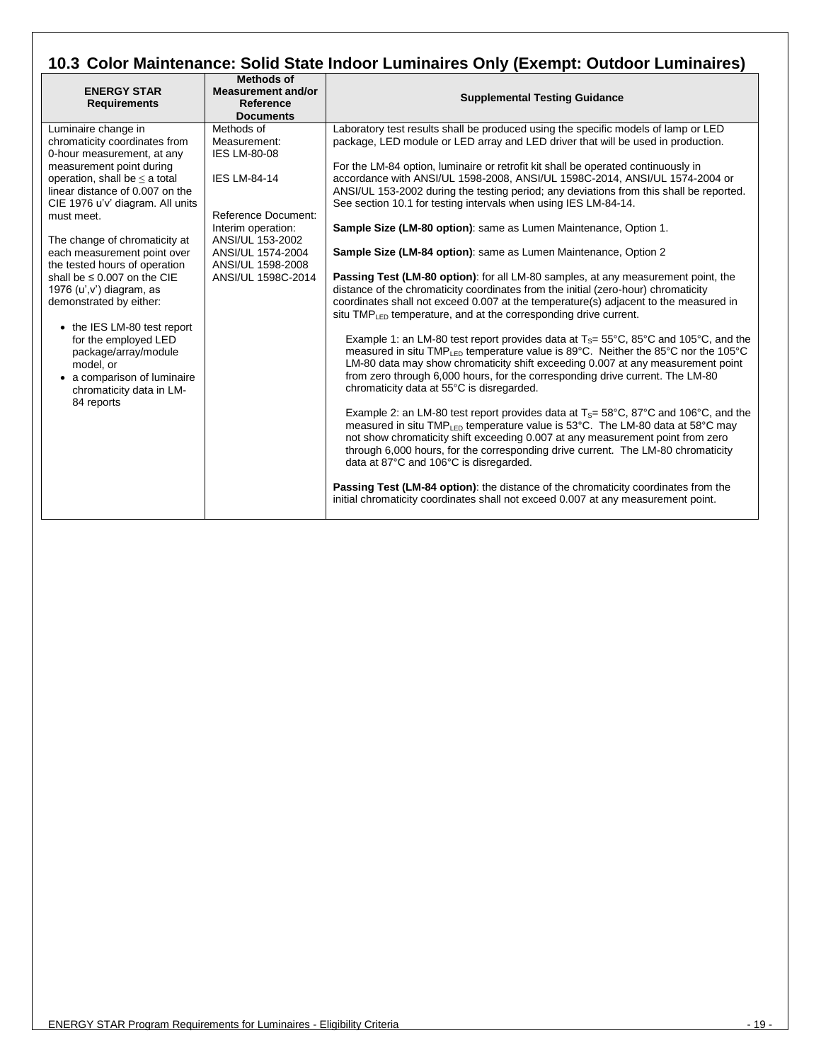## 10.3 Color Maintenance: Solid State Indoor Luminaires Only (Exempt: Outdoor Luminaires)

| ENERGY STAR Requirements | Methods of Measurement and/or Reference Documents | Supplemental Testing Guidance |
|---|---|---|
| Luminaire change in chromaticity coordinates from 0-hour measurement, at any measurement point during operation, shall be ≤ a total linear distance of 0.007 on the CIE 1976 u'v' diagram. All units must meet.<br><br>The change of chromaticity at each measurement point over the tested hours of operation shall be ≤ 0.007 on the CIE 1976 (u',v') diagram, as demonstrated by either:<br><br>• the IES LM-80 test report for the employed LED package/array/module model, or<br>• a comparison of luminaire chromaticity data in LM-84 reports | Methods of Measurement:<br>IES LM-80-08<br><br>IES LM-84-14<br><br>Reference Document:<br>Interim operation:<br>ANSI/UL 153-2002<br>ANSI/UL 1574-2004<br>ANSI/UL 1598-2008<br>ANSI/UL 1598C-2014 | Laboratory test results shall be produced using the specific models of lamp or LED package, LED module or LED array and LED driver that will be used in production.<br><br>For the LM-84 option, luminaire or retrofit kit shall be operated continuously in accordance with ANSI/UL 1598-2008, ANSI/UL 1598C-2014, ANSI/UL 1574-2004 or ANSI/UL 153-2002 during the testing period; any deviations from this shall be reported. See section 10.1 for testing intervals when using IES LM-84-14.<br><br>**Sample Size (LM-80 option)**: same as Lumen Maintenance, Option 1.<br><br>**Sample Size (LM-84 option)**: same as Lumen Maintenance, Option 2<br><br>**Passing Test (LM-80 option)**: for all LM-80 samples, at any measurement point, the distance of the chromaticity coordinates from the initial (zero-hour) chromaticity coordinates shall not exceed 0.007 at the temperature(s) adjacent to the measured in situ $TMP_{LED}$ temperature, and at the corresponding drive current.<br><br>Example 1: an LM-80 test report provides data at $T_S$= 55°C, 85°C and 105°C, and the measured in situ $TMP_{LED}$ temperature value is 89°C. Neither the 85°C nor the 105°C LM-80 data may show chromaticity shift exceeding 0.007 at any measurement point from zero through 6,000 hours, for the corresponding drive current. The LM-80 chromaticity data at 55°C is disregarded.<br><br>Example 2: an LM-80 test report provides data at $T_S$= 58°C, 87°C and 106°C, and the measured in situ $TMP_{LED}$ temperature value is 53°C. The LM-80 data at 58°C may not show chromaticity shift exceeding 0.007 at any measurement point from zero through 6,000 hours, for the corresponding drive current. The LM-80 chromaticity data at 87°C and 106°C is disregarded.<br><br>**Passing Test (LM-84 option)**: the distance of the chromaticity coordinates from the initial chromaticity coordinates shall not exceed 0.007 at any measurement point. |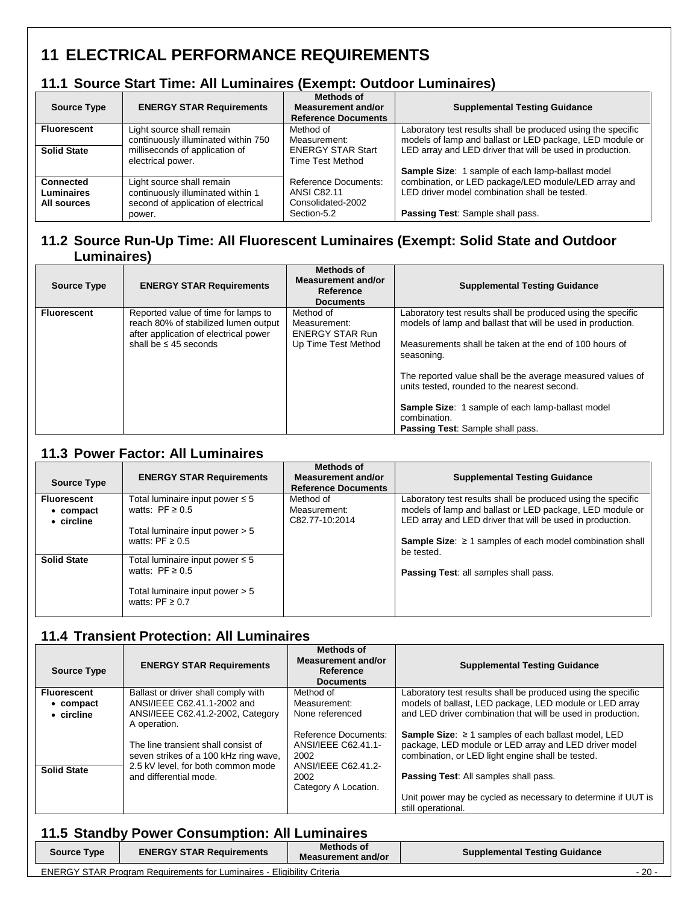# 11 ELECTRICAL PERFORMANCE REQUIREMENTS

## 11.1 Source Start Time: All Luminaires (Exempt: Outdoor Luminaires)

| Source Type | ENERGY STAR Requirements | Methods of Measurement and/or Reference Documents | Supplemental Testing Guidance |
|---|---|---|---|
| **Fluorescent** | Light source shall remain continuously illuminated within 750 milliseconds of application of electrical power. | Method of Measurement: ENERGY STAR Start Time Test Method<br><br>Reference Documents: ANSI C82.11 Consolidated-2002 Section-5.2 | Laboratory test results shall be produced using the specific models of lamp and ballast or LED package, LED module or LED array and LED driver that will be used in production.<br><br>**Sample Size**: 1 sample of each lamp-ballast model combination, or LED package/LED module/LED array and LED driver model combination shall be tested.<br><br>**Passing Test**: Sample shall pass. |
| **Solid State** | | | |
| **Connected Luminaires All sources** | Light source shall remain continuously illuminated within 1 second of application of electrical power. | | |

## 11.2 Source Run-Up Time: All Fluorescent Luminaires (Exempt: Solid State and Outdoor Luminaires)

| Source Type | ENERGY STAR Requirements | Methods of Measurement and/or Reference Documents | Supplemental Testing Guidance |
|---|---|---|---|
| **Fluorescent** | Reported value of time for lamps to reach 80% of stabilized lumen output after application of electrical power shall be ≤ 45 seconds | Method of Measurement: ENERGY STAR Run Up Time Test Method | Laboratory test results shall be produced using the specific models of lamp and ballast that will be used in production.<br><br>Measurements shall be taken at the end of 100 hours of seasoning.<br><br>The reported value shall be the average measured values of units tested, rounded to the nearest second.<br><br>**Sample Size**: 1 sample of each lamp-ballast model combination.<br>**Passing Test**: Sample shall pass. |

## 11.3 Power Factor: All Luminaires

| Source Type | ENERGY STAR Requirements | Methods of Measurement and/or Reference Documents | Supplemental Testing Guidance |
|---|---|---|---|
| **Fluorescent**<br>• **compact**<br>• **circline** | Total luminaire input power ≤ 5 watts: PF ≥ 0.5<br><br>Total luminaire input power > 5 watts: PF ≥ 0.5 | Method of Measurement: C82.77-10:2014 | Laboratory test results shall be produced using the specific models of lamp and ballast or LED package, LED module or LED array and LED driver that will be used in production.<br><br>**Sample Size**: ≥ 1 samples of each model combination shall be tested.<br><br>**Passing Test**: all samples shall pass. |
| **Solid State** | Total luminaire input power ≤ 5 watts: PF ≥ 0.5<br><br>Total luminaire input power > 5 watts: PF ≥ 0.7 | | |

## 11.4 Transient Protection: All Luminaires

| Source Type | ENERGY STAR Requirements | Methods of Measurement and/or Reference Documents | Supplemental Testing Guidance |
|---|---|---|---|
| **Fluorescent**<br>• **compact**<br>• **circline** | Ballast or driver shall comply with ANSI/IEEE C62.41.1-2002 and ANSI/IEEE C62.41.2-2002, Category A operation.<br><br>The line transient shall consist of seven strikes of a 100 kHz ring wave, 2.5 kV level, for both common mode and differential mode. | Method of Measurement: None referenced<br><br>Reference Documents: ANSI/IEEE C62.41.1-2002<br>ANSI/IEEE C62.41.2-2002<br>Category A Location. | Laboratory test results shall be produced using the specific models of ballast, LED package, LED module or LED array and LED driver combination that will be used in production.<br><br>**Sample Size**: ≥ 1 samples of each ballast model, LED package, LED module or LED array and LED driver model combination, or LED light engine shall be tested.<br><br>**Passing Test**: All samples shall pass.<br><br>Unit power may be cycled as necessary to determine if UUT is still operational. |
| **Solid State** | | | |

## 11.5 Standby Power Consumption: All Luminaires

| Source Type | ENERGY STAR Requirements | Methods of Measurement and/or | Supplemental Testing Guidance |
|---|---|---|---|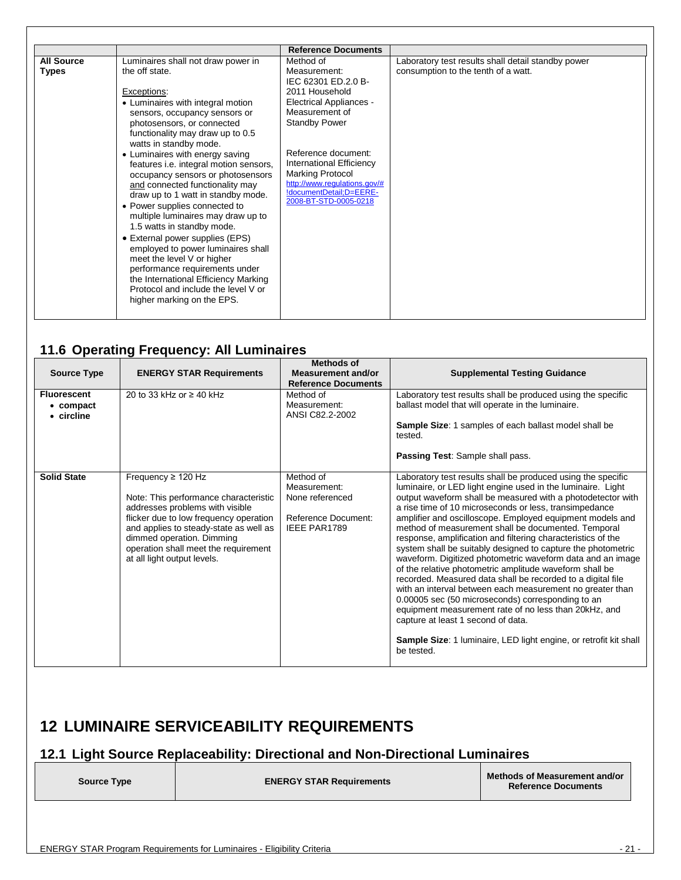| | | Reference Documents | |
|---|---|---|---|
| **All Source Types** | Luminaires shall not draw power in the off state.<br><br>Exceptions:<br>• Luminaires with integral motion sensors, occupancy sensors or photosensors, or connected functionality may draw up to 0.5 watts in standby mode.<br>• Luminaires with energy saving features i.e. integral motion sensors, occupancy sensors or photosensors and connected functionality may draw up to 1 watt in standby mode.<br>• Power supplies connected to multiple luminaires may draw up to 1.5 watts in standby mode.<br>• External power supplies (EPS) employed to power luminaires shall meet the level V or higher performance requirements under the International Efficiency Marking Protocol and include the level V or higher marking on the EPS. | Method of Measurement: IEC 62301 ED.2.0 B-2011 Household Electrical Appliances - Measurement of Standby Power<br><br>Reference document: International Efficiency Marking Protocol http://www.regulations.gov/#!documentDetail;D=EERE-2008-BT-STD-0005-0218 | Laboratory test results shall detail standby power consumption to the tenth of a watt. |

## 11.6 Operating Frequency: All Luminaires

| Source Type | ENERGY STAR Requirements | Methods of Measurement and/or Reference Documents | Supplemental Testing Guidance |
|---|---|---|---|
| **Fluorescent**<br>• **compact**<br>• **circline** | 20 to 33 kHz or ≥ 40 kHz | Method of Measurement: ANSI C82.2-2002 | Laboratory test results shall be produced using the specific ballast model that will operate in the luminaire.<br><br>**Sample Size**: 1 samples of each ballast model shall be tested.<br><br>**Passing Test**: Sample shall pass. |
| **Solid State** | Frequency ≥ 120 Hz<br><br>Note: This performance characteristic addresses problems with visible flicker due to low frequency operation and applies to steady-state as well as dimmed operation. Dimming operation shall meet the requirement at all light output levels. | Method of Measurement: None referenced<br><br>Reference Document: IEEE PAR1789 | Laboratory test results shall be produced using the specific luminaire, or LED light engine used in the luminaire. Light output waveform shall be measured with a photodetector with a rise time of 10 microseconds or less, transimpedance amplifier and oscilloscope. Employed equipment models and method of measurement shall be documented. Temporal response, amplification and filtering characteristics of the system shall be suitably designed to capture the photometric waveform. Digitized photometric waveform data and an image of the relative photometric amplitude waveform shall be recorded. Measured data shall be recorded to a digital file with an interval between each measurement no greater than 0.00005 sec (50 microseconds) corresponding to an equipment measurement rate of no less than 20kHz, and capture at least 1 second of data.<br><br>**Sample Size**: 1 luminaire, LED light engine, or retrofit kit shall be tested. |

# 12 LUMINAIRE SERVICEABILITY REQUIREMENTS

## 12.1 Light Source Replaceability: Directional and Non-Directional Luminaires

| Source Type | ENERGY STAR Requirements | Methods of Measurement and/or Reference Documents |
|---|---|---|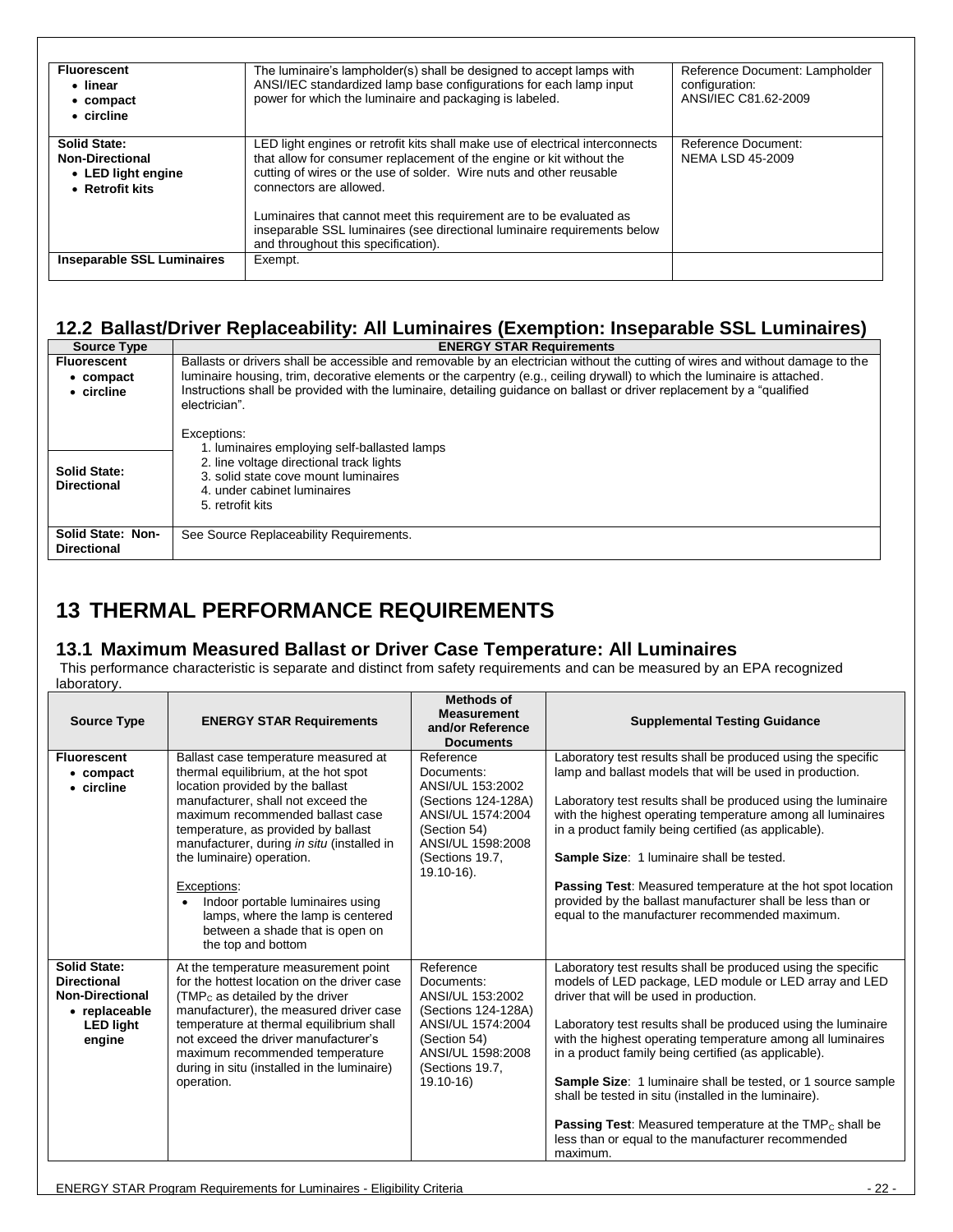| | | |
|---|---|---|
| **Fluorescent**<br>• **linear**<br>• **compact**<br>• **circline** | The luminaire's lampholder(s) shall be designed to accept lamps with ANSI/IEC standardized lamp base configurations for each lamp input power for which the luminaire and packaging is labeled. | Reference Document: Lampholder configuration: ANSI/IEC C81.62-2009 |
| **Solid State: Non-Directional**<br>• **LED light engine**<br>• **Retrofit kits** | LED light engines or retrofit kits shall make use of electrical interconnects that allow for consumer replacement of the engine or kit without the cutting of wires or the use of solder. Wire nuts and other reusable connectors are allowed.<br><br>Luminaires that cannot meet this requirement are to be evaluated as inseparable SSL luminaires (see directional luminaire requirements below and throughout this specification). | Reference Document: NEMA LSD 45-2009 |
| **Inseparable SSL Luminaires** | Exempt. | |

## 12.2 Ballast/Driver Replaceability: All Luminaires (Exemption: Inseparable SSL Luminaires)

| Source Type | ENERGY STAR Requirements |
|---|---|
| **Fluorescent**<br>• **compact**<br>• **circline**<br><br>**Solid State: Directional** | Ballasts or drivers shall be accessible and removable by an electrician without the cutting of wires and without damage to the luminaire housing, trim, decorative elements or the carpentry (e.g., ceiling drywall) to which the luminaire is attached. Instructions shall be provided with the luminaire, detailing guidance on ballast or driver replacement by a "qualified electrician".<br><br>Exceptions:<br>1. luminaires employing self-ballasted lamps<br>2. line voltage directional track lights<br>3. solid state cove mount luminaires<br>4. under cabinet luminaires<br>5. retrofit kits |
| **Solid State: Non-Directional** | See Source Replaceability Requirements. |

# 13 THERMAL PERFORMANCE REQUIREMENTS

## 13.1 Maximum Measured Ballast or Driver Case Temperature: All Luminaires

This performance characteristic is separate and distinct from safety requirements and can be measured by an EPA recognized laboratory.

| Source Type | ENERGY STAR Requirements | Methods of Measurement and/or Reference Documents | Supplemental Testing Guidance |
|---|---|---|---|
| **Fluorescent**<br>• **compact**<br>• **circline** | Ballast case temperature measured at thermal equilibrium, at the hot spot location provided by the ballast manufacturer, shall not exceed the maximum recommended ballast case temperature, as provided by ballast manufacturer, during *in situ* (installed in the luminaire) operation.<br><br>Exceptions:<br>• Indoor portable luminaires using lamps, where the lamp is centered between a shade that is open on the top and bottom | Reference Documents: ANSI/UL 153:2002 (Sections 124-128A) ANSI/UL 1574:2004 (Section 54) ANSI/UL 1598:2008 (Sections 19.7, 19.10-16). | Laboratory test results shall be produced using the specific lamp and ballast models that will be used in production.<br><br>Laboratory test results shall be produced using the luminaire with the highest operating temperature among all luminaires in a product family being certified (as applicable).<br><br>**Sample Size**: 1 luminaire shall be tested.<br><br>**Passing Test**: Measured temperature at the hot spot location provided by the ballast manufacturer shall be less than or equal to the manufacturer recommended maximum. |
| **Solid State: Directional Non-Directional**<br>• **replaceable LED light engine** | At the temperature measurement point for the hottest location on the driver case ($TMP_C$ as detailed by the driver manufacturer), the measured driver case temperature at thermal equilibrium shall not exceed the driver manufacturer's maximum recommended temperature during in situ (installed in the luminaire) operation. | Reference Documents: ANSI/UL 153:2002 (Sections 124-128A) ANSI/UL 1574:2004 (Section 54) ANSI/UL 1598:2008 (Sections 19.7, 19.10-16) | Laboratory test results shall be produced using the specific models of LED package, LED module or LED array and LED driver that will be used in production.<br><br>Laboratory test results shall be produced using the luminaire with the highest operating temperature among all luminaires in a product family being certified (as applicable).<br><br>**Sample Size**: 1 luminaire shall be tested, or 1 source sample shall be tested in situ (installed in the luminaire).<br><br>**Passing Test**: Measured temperature at the $TMP_C$ shall be less than or equal to the manufacturer recommended maximum. |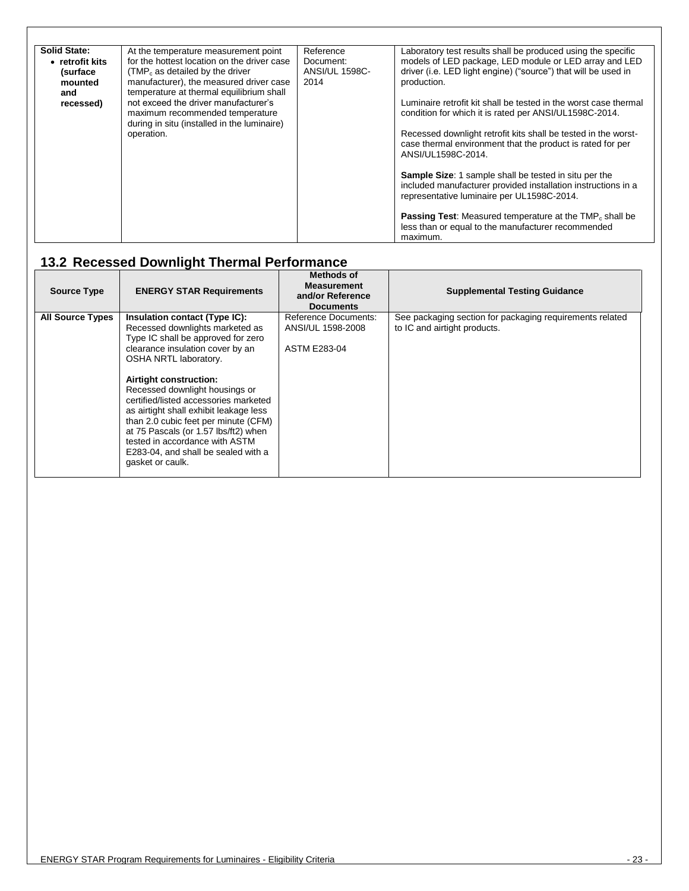| | | | |
|---|---|---|---|
| **Solid State:**<br>• **retrofit kits (surface mounted and recessed)** | At the temperature measurement point for the hottest location on the driver case ($TMP_c$ as detailed by the driver manufacturer), the measured driver case temperature at thermal equilibrium shall not exceed the driver manufacturer's maximum recommended temperature during in situ (installed in the luminaire) operation. | Reference Document: ANSI/UL 1598C-2014 | Laboratory test results shall be produced using the specific models of LED package, LED module or LED array and LED driver (i.e. LED light engine) ("source") that will be used in production.<br><br>Luminaire retrofit kit shall be tested in the worst case thermal condition for which it is rated per ANSI/UL1598C-2014.<br><br>Recessed downlight retrofit kits shall be tested in the worst-case thermal environment that the product is rated for per ANSI/UL1598C-2014.<br><br>**Sample Size**: 1 sample shall be tested in situ per the included manufacturer provided installation instructions in a representative luminaire per UL1598C-2014.<br><br>**Passing Test**: Measured temperature at the $TMP_c$ shall be less than or equal to the manufacturer recommended maximum. |

## 13.2 Recessed Downlight Thermal Performance

| Source Type | ENERGY STAR Requirements | Methods of Measurement and/or Reference Documents | Supplemental Testing Guidance |
|---|---|---|---|
| **All Source Types** | **Insulation contact (Type IC):** Recessed downlights marketed as Type IC shall be approved for zero clearance insulation cover by an OSHA NRTL laboratory.<br><br>**Airtight construction:** Recessed downlight housings or certified/listed accessories marketed as airtight shall exhibit leakage less than 2.0 cubic feet per minute (CFM) at 75 Pascals (or 1.57 lbs/ft2) when tested in accordance with ASTM E283-04, and shall be sealed with a gasket or caulk. | Reference Documents: ANSI/UL 1598-2008<br><br>ASTM E283-04 | See packaging section for packaging requirements related to IC and airtight products. |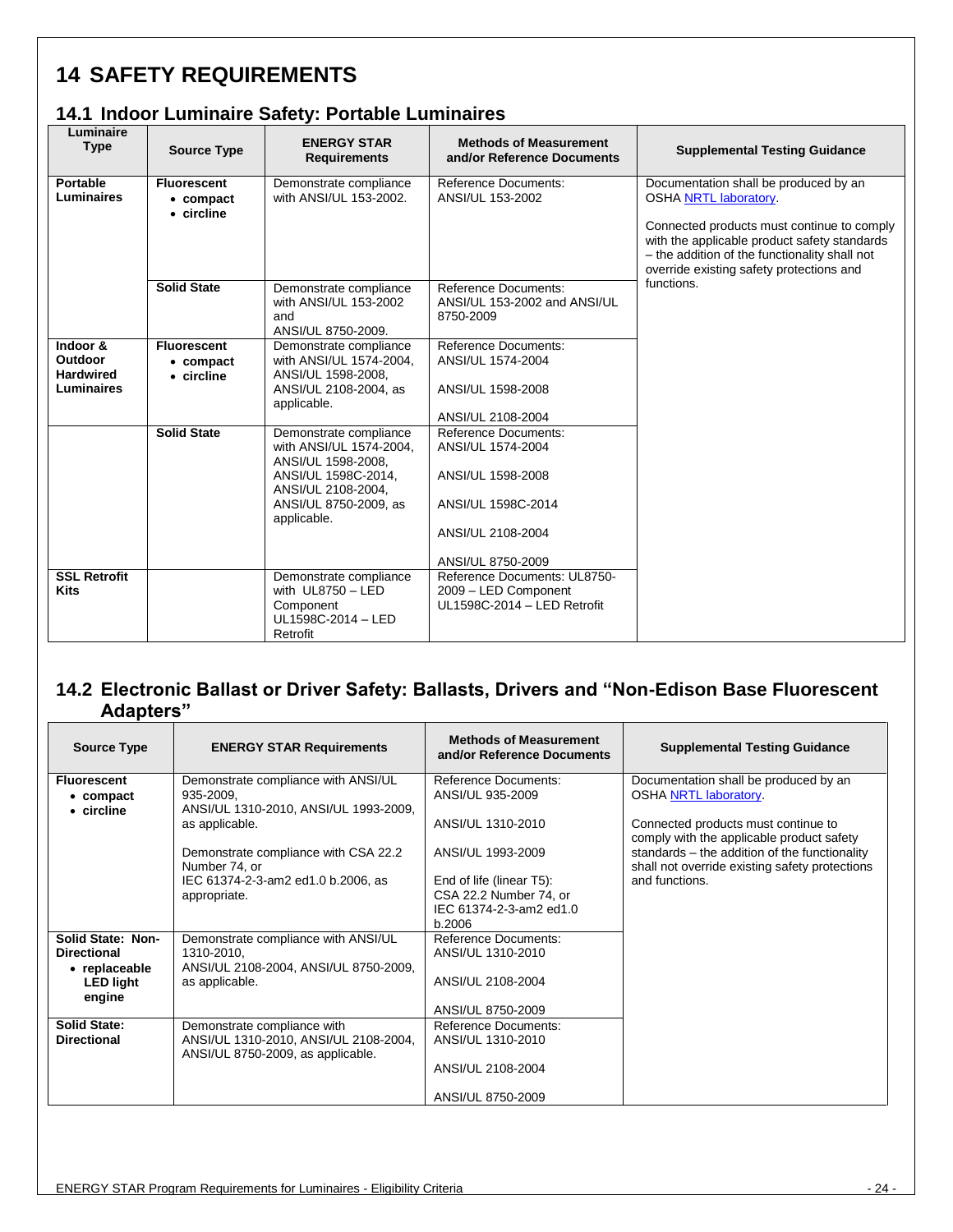# 14 SAFETY REQUIREMENTS

## 14.1 Indoor Luminaire Safety: Portable Luminaires

| Luminaire Type | Source Type | ENERGY STAR Requirements | Methods of Measurement and/or Reference Documents | Supplemental Testing Guidance |
|---|---|---|---|---|
| **Portable Luminaires** | **Fluorescent**<br>• **compact**<br>• **circline** | Demonstrate compliance with ANSI/UL 153-2002. | Reference Documents: ANSI/UL 153-2002 | Documentation shall be produced by an OSHA NRTL laboratory.<br><br>Connected products must continue to comply with the applicable product safety standards – the addition of the functionality shall not override existing safety protections and functions. |
| | **Solid State** | Demonstrate compliance with ANSI/UL 153-2002 and ANSI/UL 8750-2009. | Reference Documents: ANSI/UL 153-2002 and ANSI/UL 8750-2009 | |
| **Indoor & Outdoor Hardwired Luminaires** | **Fluorescent**<br>• **compact**<br>• **circline** | Demonstrate compliance with ANSI/UL 1574-2004, ANSI/UL 1598-2008, ANSI/UL 2108-2004, as applicable. | Reference Documents: ANSI/UL 1574-2004<br><br>ANSI/UL 1598-2008<br><br>ANSI/UL 2108-2004 | |
| | **Solid State** | Demonstrate compliance with ANSI/UL 1574-2004, ANSI/UL 1598-2008, ANSI/UL 1598C-2014, ANSI/UL 2108-2004, ANSI/UL 8750-2009, as applicable. | Reference Documents: ANSI/UL 1574-2004<br><br>ANSI/UL 1598-2008<br><br>ANSI/UL 1598C-2014<br><br>ANSI/UL 2108-2004<br><br>ANSI/UL 8750-2009 | |
| **SSL Retrofit Kits** | | Demonstrate compliance with UL8750 – LED Component UL1598C-2014 – LED Retrofit | Reference Documents: UL8750-2009 – LED Component UL1598C-2014 – LED Retrofit | |

## 14.2 Electronic Ballast or Driver Safety: Ballasts, Drivers and "Non-Edison Base Fluorescent Adapters"

| Source Type | ENERGY STAR Requirements | Methods of Measurement and/or Reference Documents | Supplemental Testing Guidance |
|---|---|---|---|
| **Fluorescent**<br>• **compact**<br>• **circline** | Demonstrate compliance with ANSI/UL 935-2009, ANSI/UL 1310-2010, ANSI/UL 1993-2009, as applicable.<br><br>Demonstrate compliance with CSA 22.2 Number 74, or IEC 61374-2-3-am2 ed1.0 b.2006, as appropriate. | Reference Documents: ANSI/UL 935-2009<br><br>ANSI/UL 1310-2010<br><br>ANSI/UL 1993-2009<br><br>End of life (linear T5): CSA 22.2 Number 74, or IEC 61374-2-3-am2 ed1.0 b.2006 | Documentation shall be produced by an OSHA NRTL laboratory.<br><br>Connected products must continue to comply with the applicable product safety standards – the addition of the functionality shall not override existing safety protections and functions. |
| **Solid State: Non-Directional**<br>• **replaceable LED light engine** | Demonstrate compliance with ANSI/UL 1310-2010, ANSI/UL 2108-2004, ANSI/UL 8750-2009, as applicable. | Reference Documents: ANSI/UL 1310-2010<br><br>ANSI/UL 2108-2004<br><br>ANSI/UL 8750-2009 | |
| **Solid State: Directional** | Demonstrate compliance with ANSI/UL 1310-2010, ANSI/UL 2108-2004, ANSI/UL 8750-2009, as applicable. | Reference Documents: ANSI/UL 1310-2010<br><br>ANSI/UL 2108-2004<br><br>ANSI/UL 8750-2009 | |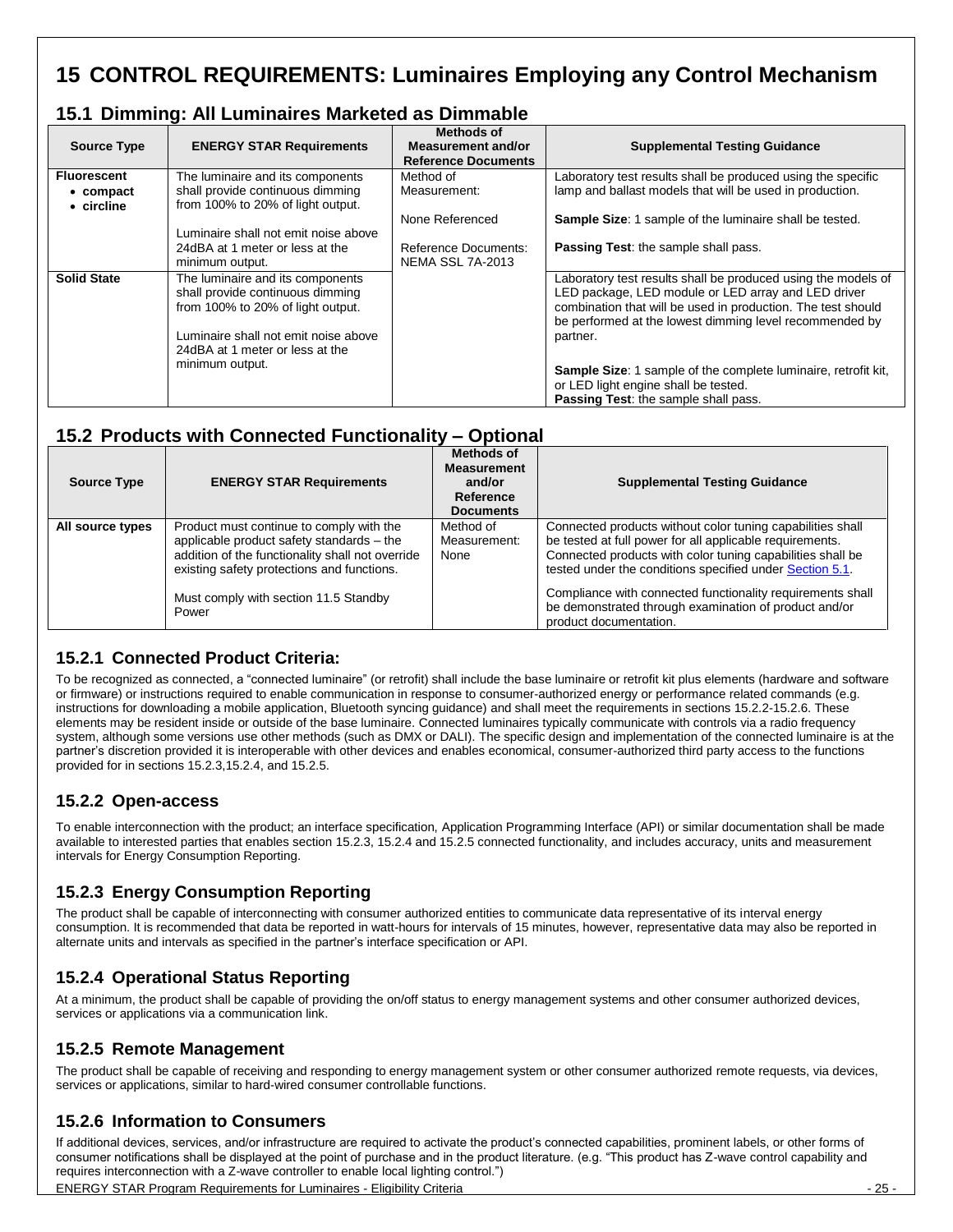# 15 CONTROL REQUIREMENTS: Luminaires Employing any Control Mechanism

## 15.1 Dimming: All Luminaires Marketed as Dimmable

| Source Type | ENERGY STAR Requirements | Methods of Measurement and/or Reference Documents | Supplemental Testing Guidance |
|---|---|---|---|
| **Fluorescent**<br>• **compact**<br>• **circline** | The luminaire and its components shall provide continuous dimming from 100% to 20% of light output.<br><br>Luminaire shall not emit noise above 24dBA at 1 meter or less at the minimum output. | Method of Measurement:<br><br>None Referenced<br><br>Reference Documents: NEMA SSL 7A-2013 | Laboratory test results shall be produced using the specific lamp and ballast models that will be used in production.<br><br>**Sample Size**: 1 sample of the luminaire shall be tested.<br><br>**Passing Test**: the sample shall pass. |
| **Solid State** | The luminaire and its components shall provide continuous dimming from 100% to 20% of light output.<br><br>Luminaire shall not emit noise above 24dBA at 1 meter or less at the minimum output. | | Laboratory test results shall be produced using the models of LED package, LED module or LED array and LED driver combination that will be used in production. The test should be performed at the lowest dimming level recommended by partner.<br><br>**Sample Size**: 1 sample of the complete luminaire, retrofit kit, or LED light engine shall be tested.<br>**Passing Test**: the sample shall pass. |

## 15.2 Products with Connected Functionality – Optional

| Source Type | ENERGY STAR Requirements | Methods of Measurement and/or Reference Documents | Supplemental Testing Guidance |
|---|---|---|---|
| **All source types** | Product must continue to comply with the applicable product safety standards – the addition of the functionality shall not override existing safety protections and functions.<br><br>Must comply with section 11.5 Standby Power | Method of Measurement: None | Connected products without color tuning capabilities shall be tested at full power for all applicable requirements. Connected products with color tuning capabilities shall be tested under the conditions specified under Section 5.1.<br><br>Compliance with connected functionality requirements shall be demonstrated through examination of product and/or product documentation. |

### 15.2.1 Connected Product Criteria:

To be recognized as connected, a "connected luminaire" (or retrofit) shall include the base luminaire or retrofit kit plus elements (hardware and software or firmware) or instructions required to enable communication in response to consumer-authorized energy or performance related commands (e.g. instructions for downloading a mobile application, Bluetooth syncing guidance) and shall meet the requirements in sections 15.2.2-15.2.6. These elements may be resident inside or outside of the base luminaire. Connected luminaires typically communicate with controls via a radio frequency system, although some versions use other methods (such as DMX or DALI). The specific design and implementation of the connected luminaire is at the partner's discretion provided it is interoperable with other devices and enables economical, consumer-authorized third party access to the functions provided for in sections 15.2.3,15.2.4, and 15.2.5.

### 15.2.2 Open-access

To enable interconnection with the product; an interface specification, Application Programming Interface (API) or similar documentation shall be made available to interested parties that enables section 15.2.3, 15.2.4 and 15.2.5 connected functionality, and includes accuracy, units and measurement intervals for Energy Consumption Reporting.

### 15.2.3 Energy Consumption Reporting

The product shall be capable of interconnecting with consumer authorized entities to communicate data representative of its interval energy consumption. It is recommended that data be reported in watt-hours for intervals of 15 minutes, however, representative data may also be reported in alternate units and intervals as specified in the partner's interface specification or API.

### 15.2.4 Operational Status Reporting

At a minimum, the product shall be capable of providing the on/off status to energy management systems and other consumer authorized devices, services or applications via a communication link.

### 15.2.5 Remote Management

The product shall be capable of receiving and responding to energy management system or other consumer authorized remote requests, via devices, services or applications, similar to hard-wired consumer controllable functions.

### 15.2.6 Information to Consumers

If additional devices, services, and/or infrastructure are required to activate the product's connected capabilities, prominent labels, or other forms of consumer notifications shall be displayed at the point of purchase and in the product literature. (e.g. "This product has Z-wave control capability and requires interconnection with a Z-wave controller to enable local lighting control.")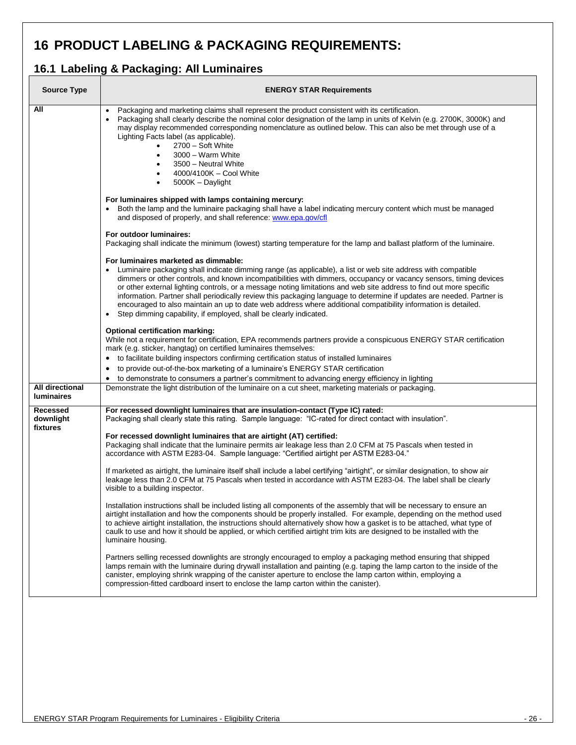# 16 PRODUCT LABELING & PACKAGING REQUIREMENTS:

## 16.1 Labeling & Packaging: All Luminaires

| Source Type | ENERGY STAR Requirements |
|---|---|
| **All** | • Packaging and marketing claims shall represent the product consistent with its certification.<br>• Packaging shall clearly describe the nominal color designation of the lamp in units of Kelvin (e.g. 2700K, 3000K) and may display recommended corresponding nomenclature as outlined below. This can also be met through use of a Lighting Facts label (as applicable).<br>&nbsp;&nbsp;&nbsp;&nbsp;• 2700 – Soft White<br>&nbsp;&nbsp;&nbsp;&nbsp;• 3000 – Warm White<br>&nbsp;&nbsp;&nbsp;&nbsp;• 3500 – Neutral White<br>&nbsp;&nbsp;&nbsp;&nbsp;• 4000/4100K – Cool White<br>&nbsp;&nbsp;&nbsp;&nbsp;• 5000K – Daylight<br><br>**For luminaires shipped with lamps containing mercury:**<br>• Both the lamp and the luminaire packaging shall have a label indicating mercury content which must be managed and disposed of properly, and shall reference: www.epa.gov/cfl<br><br>**For outdoor luminaires:**<br>Packaging shall indicate the minimum (lowest) starting temperature for the lamp and ballast platform of the luminaire.<br><br>**For luminaires marketed as dimmable:**<br>• Luminaire packaging shall indicate dimming range (as applicable), a list or web site address with compatible dimmers or other controls, and known incompatibilities with dimmers, occupancy or vacancy sensors, timing devices or other external lighting controls, or a message noting limitations and web site address to find out more specific information. Partner shall periodically review this packaging language to determine if updates are needed. Partner is encouraged to also maintain an up to date web address where additional compatibility information is detailed.<br>• Step dimming capability, if employed, shall be clearly indicated.<br><br>**Optional certification marking:**<br>While not a requirement for certification, EPA recommends partners provide a conspicuous ENERGY STAR certification mark (e.g. sticker, hangtag) on certified luminaires themselves:<br>• to facilitate building inspectors confirming certification status of installed luminaires<br>• to provide out-of-the-box marketing of a luminaire's ENERGY STAR certification<br>• to demonstrate to consumers a partner's commitment to advancing energy efficiency in lighting |
| **All directional luminaires** | Demonstrate the light distribution of the luminaire on a cut sheet, marketing materials or packaging. |
| **Recessed downlight fixtures** | **For recessed downlight luminaires that are insulation-contact (Type IC) rated:**<br>Packaging shall clearly state this rating. Sample language: "IC-rated for direct contact with insulation".<br><br>**For recessed downlight luminaires that are airtight (AT) certified:**<br>Packaging shall indicate that the luminaire permits air leakage less than 2.0 CFM at 75 Pascals when tested in accordance with ASTM E283-04. Sample language: "Certified airtight per ASTM E283-04."<br><br>If marketed as airtight, the luminaire itself shall include a label certifying "airtight", or similar designation, to show air leakage less than 2.0 CFM at 75 Pascals when tested in accordance with ASTM E283-04. The label shall be clearly visible to a building inspector.<br><br>Installation instructions shall be included listing all components of the assembly that will be necessary to ensure an airtight installation and how the components should be properly installed. For example, depending on the method used to achieve airtight installation, the instructions should alternatively show how a gasket is to be attached, what type of caulk to use and how it should be applied, or which certified airtight trim kits are designed to be installed with the luminaire housing.<br><br>Partners selling recessed downlights are strongly encouraged to employ a packaging method ensuring that shipped lamps remain with the luminaire during drywall installation and painting (e.g. taping the lamp carton to the inside of the canister, employing shrink wrapping of the canister aperture to enclose the lamp carton within, employing a compression-fitted cardboard insert to enclose the lamp carton within the canister). |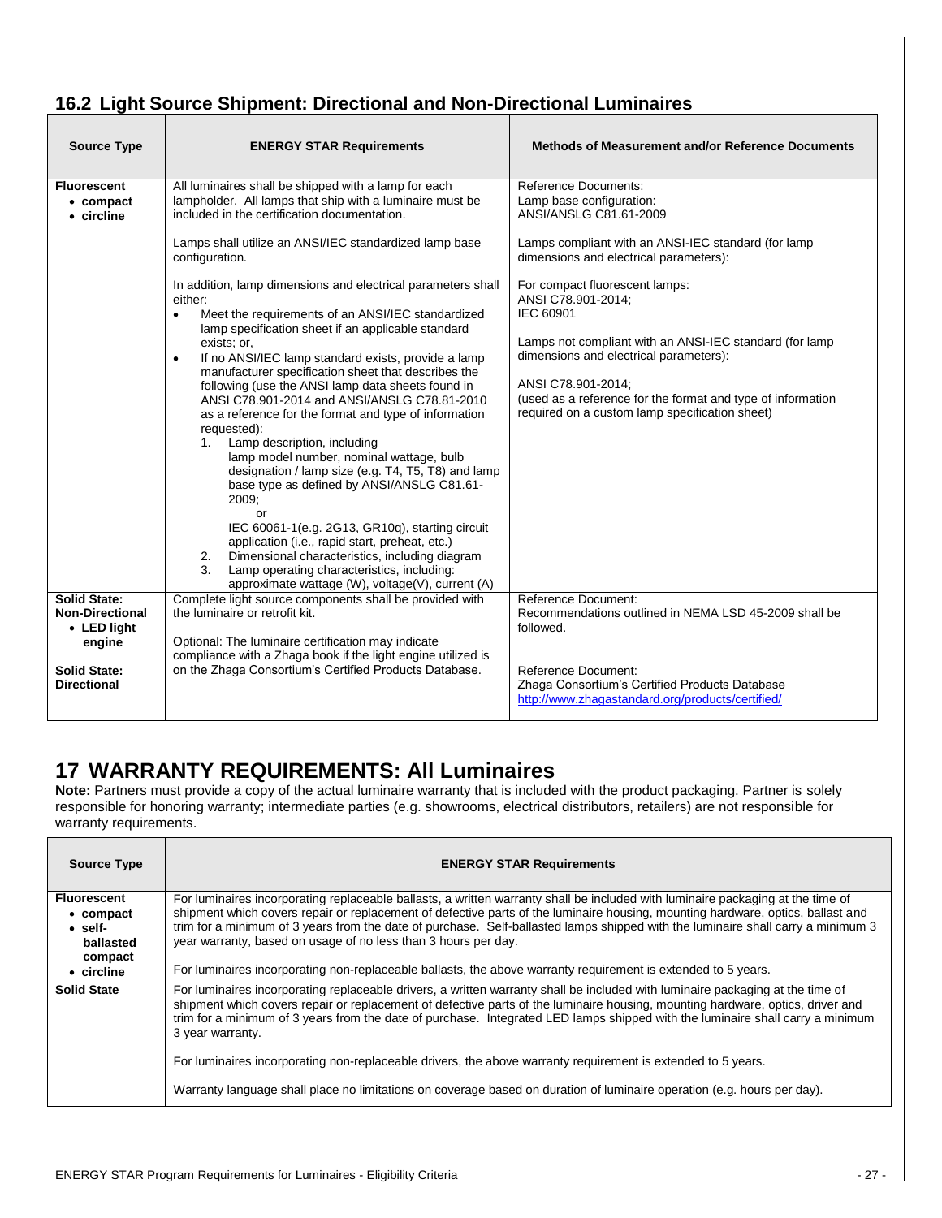## 16.2 Light Source Shipment: Directional and Non-Directional Luminaires

| Source Type | ENERGY STAR Requirements | Methods of Measurement and/or Reference Documents |
|---|---|---|
| **Fluorescent**<br>• **compact**<br>• **circline** | All luminaires shall be shipped with a lamp for each lampholder. All lamps that ship with a luminaire must be included in the certification documentation.<br><br>Lamps shall utilize an ANSI/IEC standardized lamp base configuration.<br><br>In addition, lamp dimensions and electrical parameters shall either:<br>• Meet the requirements of an ANSI/IEC standardized lamp specification sheet if an applicable standard exists; or,<br>• If no ANSI/IEC lamp standard exists, provide a lamp manufacturer specification sheet that describes the following (use the ANSI lamp data sheets found in ANSI C78.901-2014 and ANSI/ANSLG C78.81-2010 as a reference for the format and type of information requested):<br>1. Lamp description, including lamp model number, nominal wattage, bulb designation / lamp size (e.g. T4, T5, T8) and lamp base type as defined by ANSI/ANSLG C81.61-2009;<br>or<br>IEC 60061-1(e.g. 2G13, GR10q), starting circuit application (i.e., rapid start, preheat, etc.)<br>2. Dimensional characteristics, including diagram<br>3. Lamp operating characteristics, including: approximate wattage (W), voltage(V), current (A) | Reference Documents:<br>Lamp base configuration:<br>ANSI/ANSLG C81.61-2009<br><br>Lamps compliant with an ANSI-IEC standard (for lamp dimensions and electrical parameters):<br><br>For compact fluorescent lamps:<br>ANSI C78.901-2014;<br>IEC 60901<br><br>Lamps not compliant with an ANSI-IEC standard (for lamp dimensions and electrical parameters):<br><br>ANSI C78.901-2014;<br>(used as a reference for the format and type of information required on a custom lamp specification sheet) |
| **Solid State: Non-Directional**<br>• **LED light engine** | Complete light source components shall be provided with the luminaire or retrofit kit.<br><br>Optional: The luminaire certification may indicate compliance with a Zhaga book if the light engine utilized is on the Zhaga Consortium's Certified Products Database. | Reference Document:<br>Recommendations outlined in NEMA LSD 45-2009 shall be followed. |
| **Solid State: Directional** | | Reference Document:<br>Zhaga Consortium's Certified Products Database<br>http://www.zhagastandard.org/products/certified/ |

# 17 WARRANTY REQUIREMENTS: All Luminaires

**Note:** Partners must provide a copy of the actual luminaire warranty that is included with the product packaging. Partner is solely responsible for honoring warranty; intermediate parties (e.g. showrooms, electrical distributors, retailers) are not responsible for warranty requirements.

| Source Type | ENERGY STAR Requirements |
|---|---|
| **Fluorescent**<br>• **compact**<br>• **self-ballasted compact**<br>• **circline** | For luminaires incorporating replaceable ballasts, a written warranty shall be included with luminaire packaging at the time of shipment which covers repair or replacement of defective parts of the luminaire housing, mounting hardware, optics, ballast and trim for a minimum of 3 years from the date of purchase. Self-ballasted lamps shipped with the luminaire shall carry a minimum 3 year warranty, based on usage of no less than 3 hours per day.<br><br>For luminaires incorporating non-replaceable ballasts, the above warranty requirement is extended to 5 years. |
| **Solid State** | For luminaires incorporating replaceable drivers, a written warranty shall be included with luminaire packaging at the time of shipment which covers repair or replacement of defective parts of the luminaire housing, mounting hardware, optics, driver and trim for a minimum of 3 years from the date of purchase. Integrated LED lamps shipped with the luminaire shall carry a minimum 3 year warranty.<br><br>For luminaires incorporating non-replaceable drivers, the above warranty requirement is extended to 5 years.<br><br>Warranty language shall place no limitations on coverage based on duration of luminaire operation (e.g. hours per day). |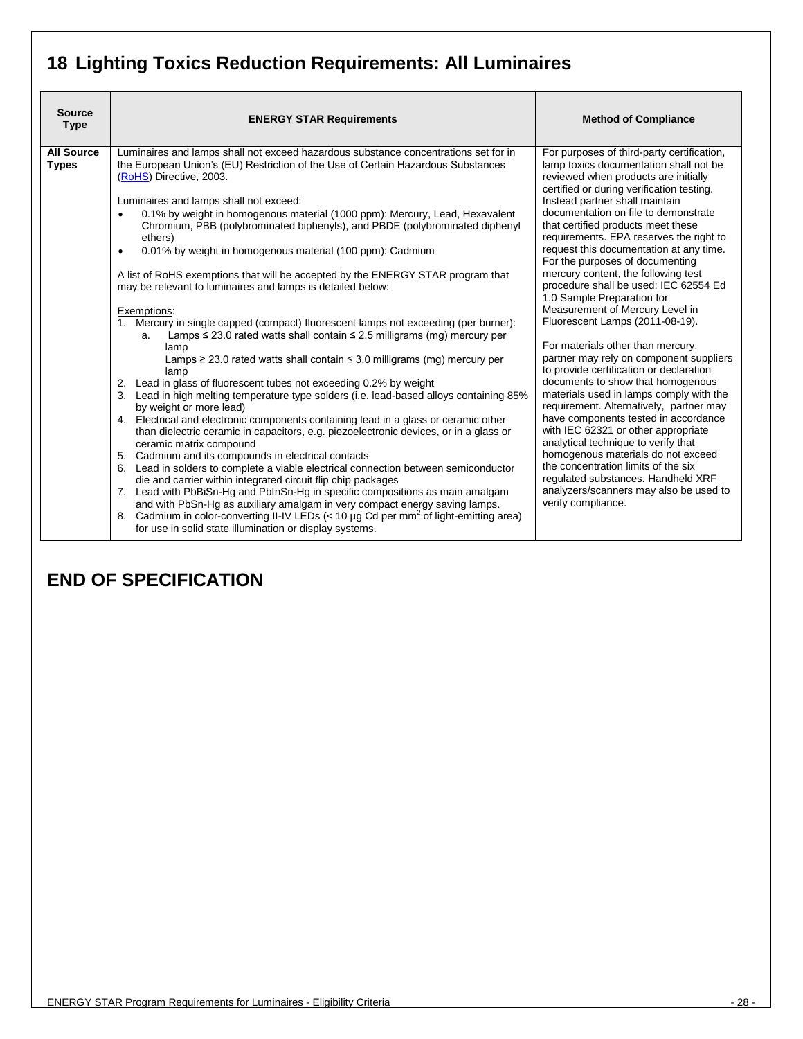# 18 Lighting Toxics Reduction Requirements: All Luminaires

| Source Type | ENERGY STAR Requirements | Method of Compliance |
|---|---|---|
| **All Source Types** | Luminaires and lamps shall not exceed hazardous substance concentrations set for in the European Union's (EU) Restriction of the Use of Certain Hazardous Substances (RoHS) Directive, 2003.<br><br>Luminaires and lamps shall not exceed:<br>• 0.1% by weight in homogenous material (1000 ppm): Mercury, Lead, Hexavalent Chromium, PBB (polybrominated biphenyls), and PBDE (polybrominated diphenyl ethers)<br>• 0.01% by weight in homogenous material (100 ppm): Cadmium<br><br>A list of RoHS exemptions that will be accepted by the ENERGY STAR program that may be relevant to luminaires and lamps is detailed below:<br><br>Exemptions:<br>1. Mercury in single capped (compact) fluorescent lamps not exceeding (per burner):<br>a. Lamps ≤ 23.0 rated watts shall contain ≤ 2.5 milligrams (mg) mercury per lamp<br>Lamps ≥ 23.0 rated watts shall contain ≤ 3.0 milligrams (mg) mercury per lamp<br>2. Lead in glass of fluorescent tubes not exceeding 0.2% by weight<br>3. Lead in high melting temperature type solders (i.e. lead-based alloys containing 85% by weight or more lead)<br>4. Electrical and electronic components containing lead in a glass or ceramic other than dielectric ceramic in capacitors, e.g. piezoelectronic devices, or in a glass or ceramic matrix compound<br>5. Cadmium and its compounds in electrical contacts<br>6. Lead in solders to complete a viable electrical connection between semiconductor die and carrier within integrated circuit flip chip packages<br>7. Lead with PbBiSn-Hg and PbInSn-Hg in specific compositions as main amalgam and with PbSn-Hg as auxiliary amalgam in very compact energy saving lamps.<br>8. Cadmium in color-converting II-IV LEDs (< 10 µg Cd per $mm^2$ of light-emitting area) for use in solid state illumination or display systems. | For purposes of third-party certification, lamp toxics documentation shall not be reviewed when products are initially certified or during verification testing. Instead partner shall maintain documentation on file to demonstrate that certified products meet these requirements. EPA reserves the right to request this documentation at any time. For the purposes of documenting mercury content, the following test procedure shall be used: IEC 62554 Ed 1.0 Sample Preparation for Measurement of Mercury Level in Fluorescent Lamps (2011-08-19).<br><br>For materials other than mercury, partner may rely on component suppliers to provide certification or declaration documents to show that homogenous materials used in lamps comply with the requirement. Alternatively, partner may have components tested in accordance with IEC 62321 or other appropriate analytical technique to verify that homogenous materials do not exceed the concentration limits of the six regulated substances. Handheld XRF analyzers/scanners may also be used to verify compliance. |

# END OF SPECIFICATION